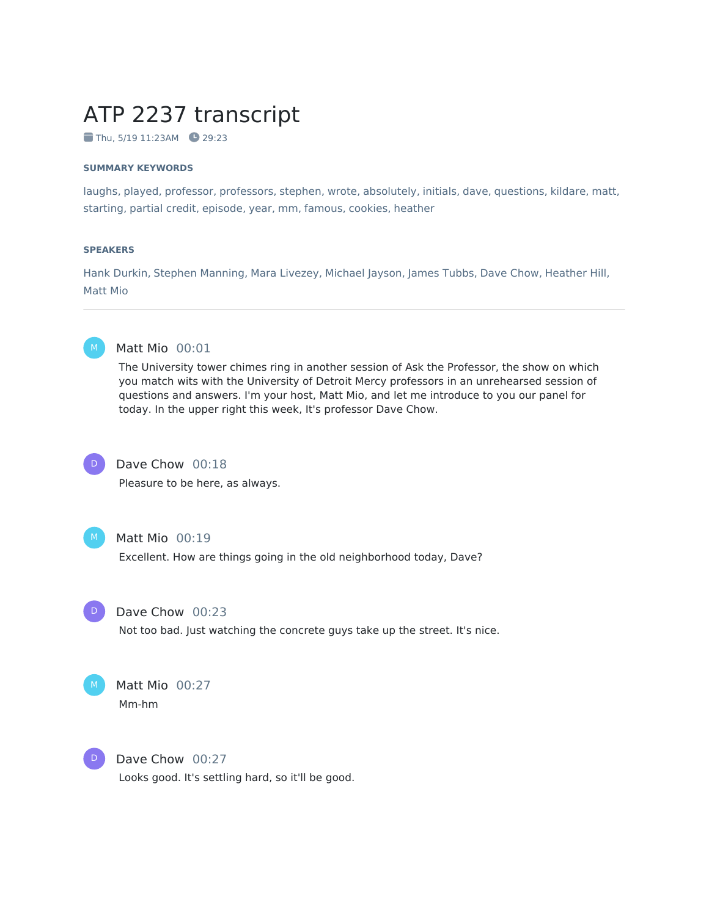# ATP 2237 transcript

Thu, 5/19 11:23AM 29:23

**SUMMARY KEYWORDS**

laughs, played, professor, professors, stephen, wrote, absolutely, initials, dave, questions, kildare, matt, starting, partial credit, episode, year, mm, famous, cookies, heather

**SPEAKERS**

Hank Durkin, Stephen Manning, Mara Livezey, Michael Jayson, James Tubbs, Dave Chow, Heather Hill, Matt Mio

---

**Matt Mio** 00:01

The University tower chimes ring in another session of Ask the Professor, the show on which you match wits with the University of Detroit Mercy professors in an unrehearsed session of questions and answers. I'm your host, Matt Mio, and let me introduce to you our panel for today. In the upper right this week, It's professor Dave Chow.

**Dave Chow** 00:18

Pleasure to be here, as always.

**Matt Mio** 00:19

Excellent. How are things going in the old neighborhood today, Dave?

**Dave Chow** 00:23

Not too bad. Just watching the concrete guys take up the street. It's nice.

**Matt Mio** 00:27

Mm-hm

**Dave Chow** 00:27

Looks good. It's settling hard, so it'll be good.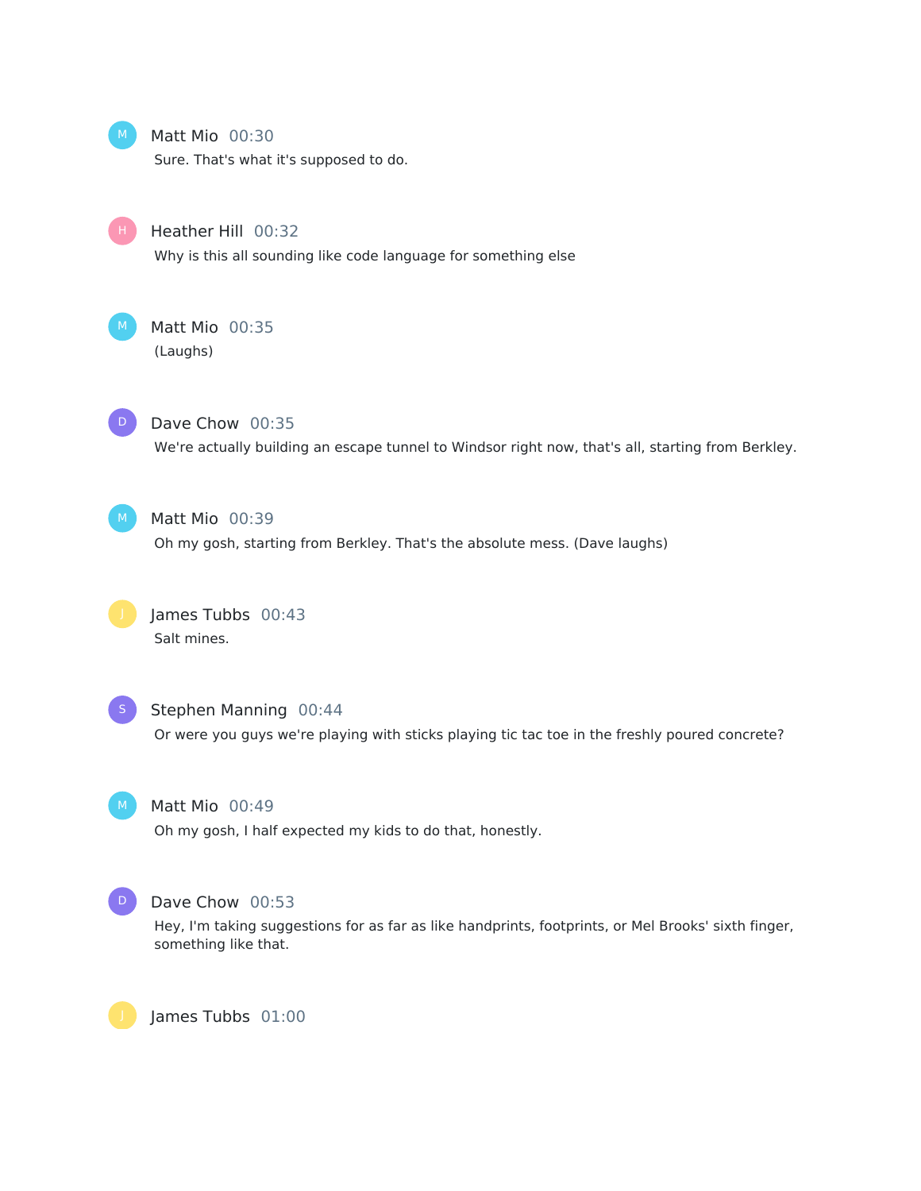Matt Mio 00:30
Sure. That's what it's supposed to do.

Heather Hill 00:32
Why is this all sounding like code language for something else

Matt Mio 00:35
(Laughs)

Dave Chow 00:35
We're actually building an escape tunnel to Windsor right now, that's all, starting from Berkley.

Matt Mio 00:39
Oh my gosh, starting from Berkley. That's the absolute mess. (Dave laughs)

James Tubbs 00:43
Salt mines.

Stephen Manning 00:44
Or were you guys we're playing with sticks playing tic tac toe in the freshly poured concrete?

Matt Mio 00:49
Oh my gosh, I half expected my kids to do that, honestly.

Dave Chow 00:53
Hey, I'm taking suggestions for as far as like handprints, footprints, or Mel Brooks' sixth finger, something like that.

James Tubbs 01:00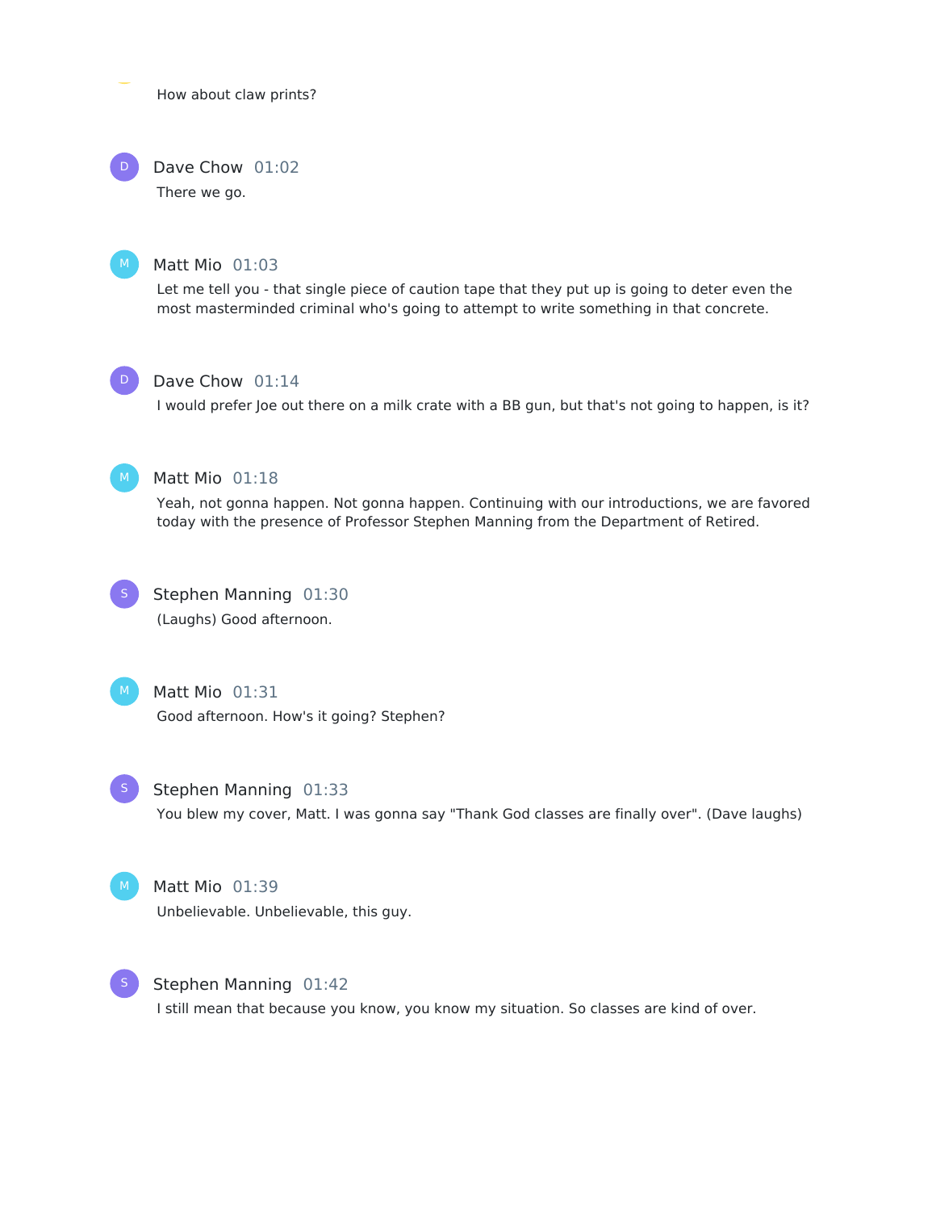How about claw prints?

**Dave Chow** 01:02
There we go.

**Matt Mio** 01:03
Let me tell you - that single piece of caution tape that they put up is going to deter even the most masterminded criminal who's going to attempt to write something in that concrete.

**Dave Chow** 01:14
I would prefer Joe out there on a milk crate with a BB gun, but that's not going to happen, is it?

**Matt Mio** 01:18
Yeah, not gonna happen. Not gonna happen. Continuing with our introductions, we are favored today with the presence of Professor Stephen Manning from the Department of Retired.

**Stephen Manning** 01:30
(Laughs) Good afternoon.

**Matt Mio** 01:31
Good afternoon. How's it going? Stephen?

**Stephen Manning** 01:33
You blew my cover, Matt. I was gonna say "Thank God classes are finally over". (Dave laughs)

**Matt Mio** 01:39
Unbelievable. Unbelievable, this guy.

**Stephen Manning** 01:42
I still mean that because you know, you know my situation. So classes are kind of over.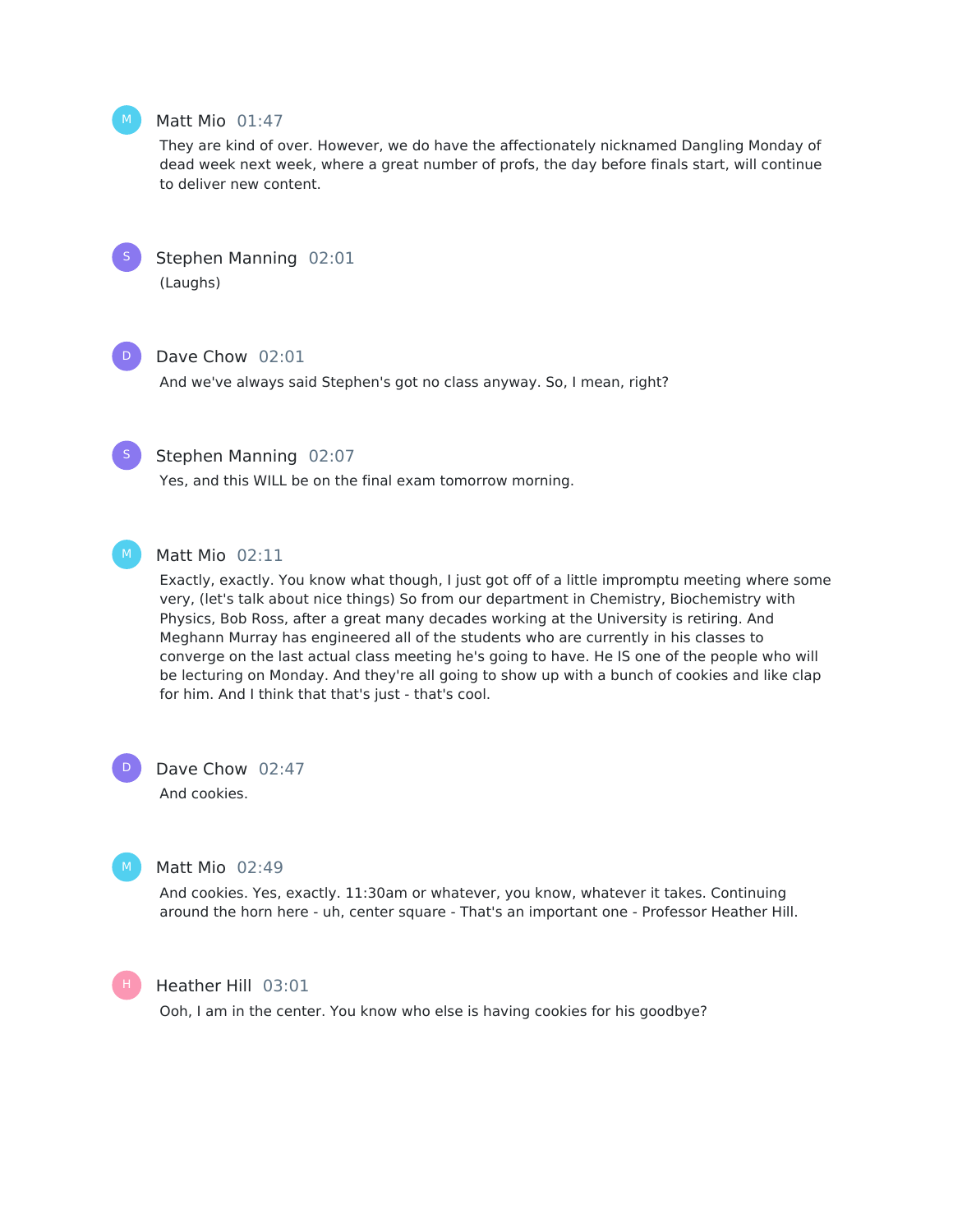**Matt Mio** 01:47

They are kind of over. However, we do have the affectionately nicknamed Dangling Monday of dead week next week, where a great number of profs, the day before finals start, will continue to deliver new content.

**Stephen Manning** 02:01

(Laughs)

**Dave Chow** 02:01

And we've always said Stephen's got no class anyway. So, I mean, right?

**Stephen Manning** 02:07

Yes, and this WILL be on the final exam tomorrow morning.

**Matt Mio** 02:11

Exactly, exactly. You know what though, I just got off of a little impromptu meeting where some very, (let's talk about nice things) So from our department in Chemistry, Biochemistry with Physics, Bob Ross, after a great many decades working at the University is retiring. And Meghann Murray has engineered all of the students who are currently in his classes to converge on the last actual class meeting he's going to have. He IS one of the people who will be lecturing on Monday. And they're all going to show up with a bunch of cookies and like clap for him. And I think that that's just - that's cool.

**Dave Chow** 02:47

And cookies.

**Matt Mio** 02:49

And cookies. Yes, exactly. 11:30am or whatever, you know, whatever it takes. Continuing around the horn here - uh, center square - That's an important one - Professor Heather Hill.

**Heather Hill** 03:01

Ooh, I am in the center. You know who else is having cookies for his goodbye?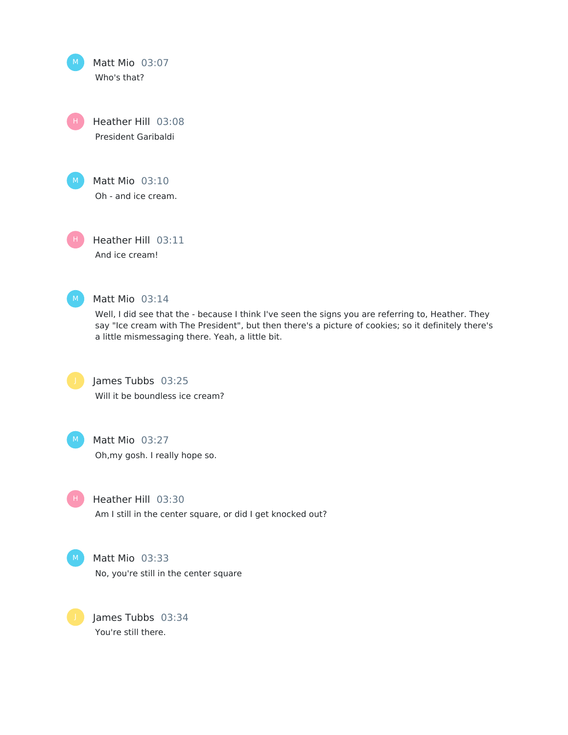**Matt Mio** 03:07
Who's that?

**Heather Hill** 03:08
President Garibaldi

**Matt Mio** 03:10
Oh - and ice cream.

**Heather Hill** 03:11
And ice cream!

**Matt Mio** 03:14
Well, I did see that the - because I think I've seen the signs you are referring to, Heather. They say "Ice cream with The President", but then there's a picture of cookies; so it definitely there's a little mismessaging there. Yeah, a little bit.

**James Tubbs** 03:25
Will it be boundless ice cream?

**Matt Mio** 03:27
Oh,my gosh. I really hope so.

**Heather Hill** 03:30
Am I still in the center square, or did I get knocked out?

**Matt Mio** 03:33
No, you're still in the center square

**James Tubbs** 03:34
You're still there.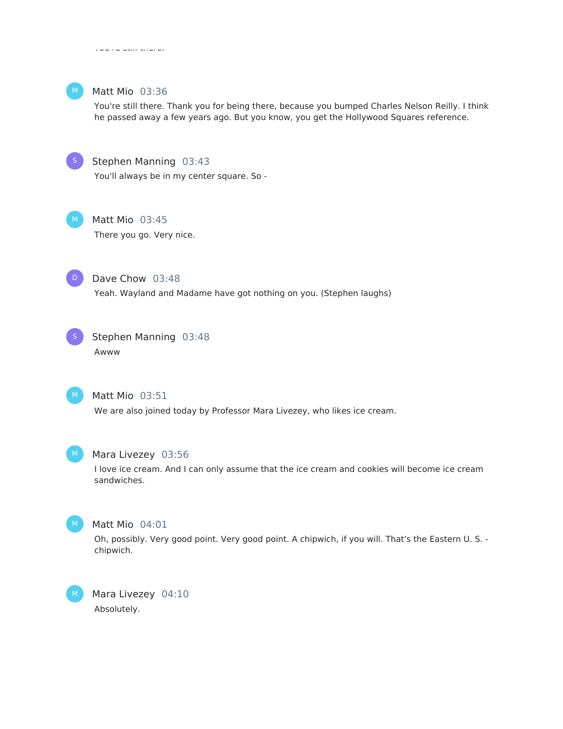Matt Mio 03:36

You're still there. Thank you for being there, because you bumped Charles Nelson Reilly. I think he passed away a few years ago. But you know, you get the Hollywood Squares reference.

Stephen Manning 03:43

You'll always be in my center square. So -

Matt Mio 03:45

There you go. Very nice.

Dave Chow 03:48

Yeah. Wayland and Madame have got nothing on you. (Stephen laughs)

Stephen Manning 03:48

Awww

Matt Mio 03:51

We are also joined today by Professor Mara Livezey, who likes ice cream.

Mara Livezey 03:56

I love ice cream. And I can only assume that the ice cream and cookies will become ice cream sandwiches.

Matt Mio 04:01

Oh, possibly. Very good point. Very good point. A chipwich, if you will. That's the Eastern U. S. - chipwich.

Mara Livezey 04:10

Absolutely.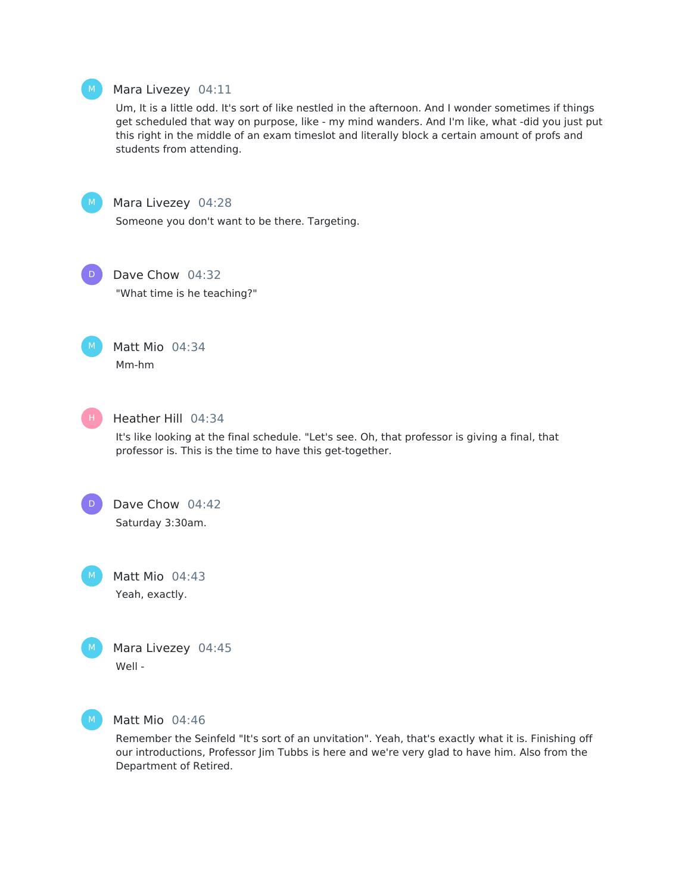**Mara Livezey** 04:11

Um, It is a little odd. It's sort of like nestled in the afternoon. And I wonder sometimes if things get scheduled that way on purpose, like - my mind wanders. And I'm like, what -did you just put this right in the middle of an exam timeslot and literally block a certain amount of profs and students from attending.

**Mara Livezey** 04:28

Someone you don't want to be there. Targeting.

**Dave Chow** 04:32

"What time is he teaching?"

**Matt Mio** 04:34

Mm-hm

**Heather Hill** 04:34

It's like looking at the final schedule. "Let's see. Oh, that professor is giving a final, that professor is. This is the time to have this get-together.

**Dave Chow** 04:42

Saturday 3:30am.

**Matt Mio** 04:43

Yeah, exactly.

**Mara Livezey** 04:45

Well -

**Matt Mio** 04:46

Remember the Seinfeld "It's sort of an unvitation". Yeah, that's exactly what it is. Finishing off our introductions, Professor Jim Tubbs is here and we're very glad to have him. Also from the Department of Retired.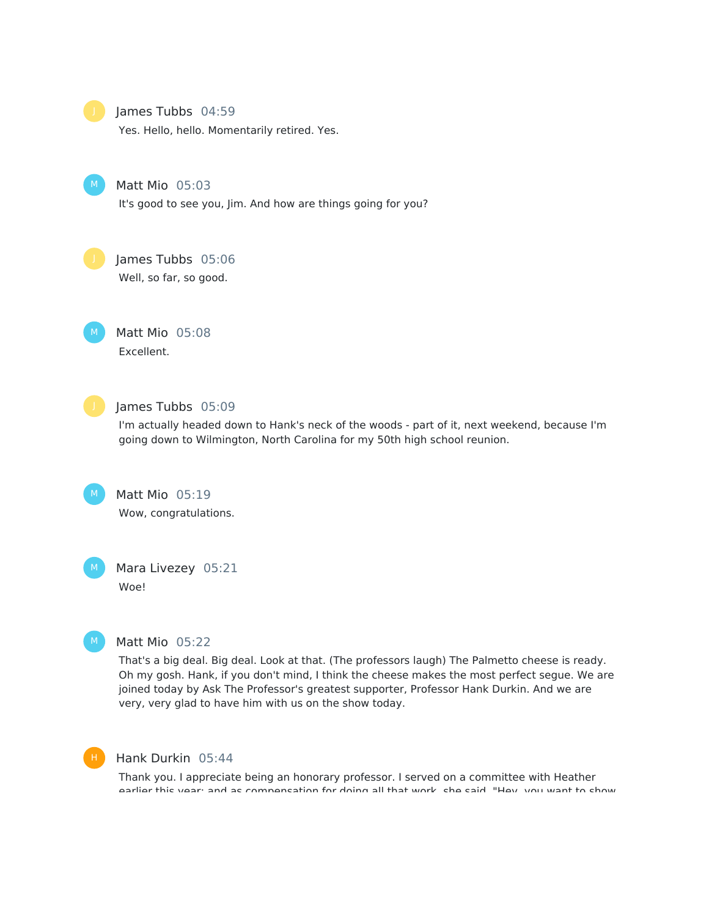**James Tubbs** 04:59

Yes. Hello, hello. Momentarily retired. Yes.

**Matt Mio** 05:03

It's good to see you, Jim. And how are things going for you?

**James Tubbs** 05:06

Well, so far, so good.

**Matt Mio** 05:08

Excellent.

**James Tubbs** 05:09

I'm actually headed down to Hank's neck of the woods - part of it, next weekend, because I'm going down to Wilmington, North Carolina for my 50th high school reunion.

**Matt Mio** 05:19

Wow, congratulations.

**Mara Livezey** 05:21

Woe!

**Matt Mio** 05:22

That's a big deal. Big deal. Look at that. (The professors laugh) The Palmetto cheese is ready. Oh my gosh. Hank, if you don't mind, I think the cheese makes the most perfect segue. We are joined today by Ask The Professor's greatest supporter, Professor Hank Durkin. And we are very, very glad to have him with us on the show today.

**Hank Durkin** 05:44

Thank you. I appreciate being an honorary professor. I served on a committee with Heather earlier this year; and as compensation for doing all that work, she said, "Hey, you want to show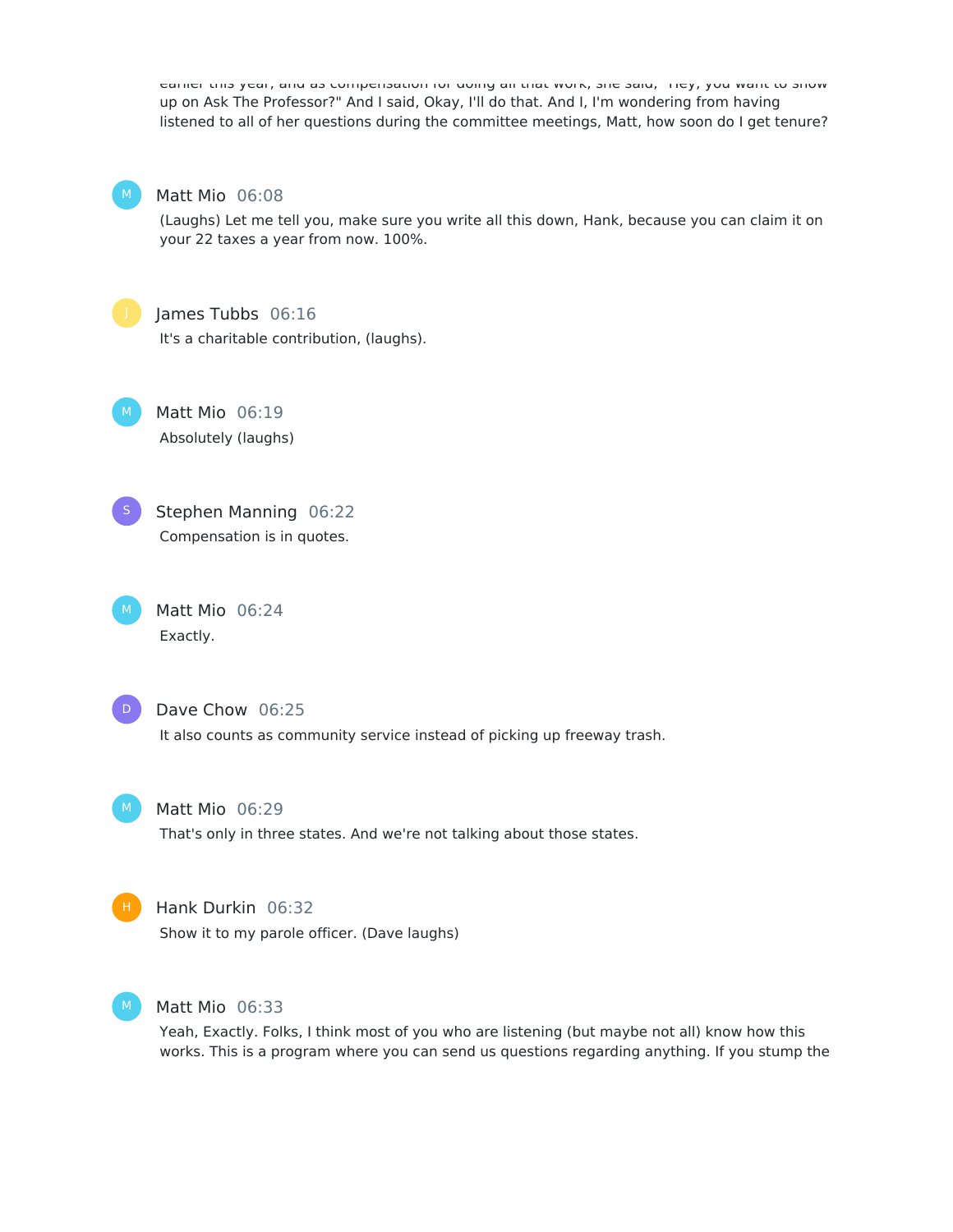earlier this year, and as compensation for doing all that work, she said, "Hey, you want to show up on Ask The Professor?" And I said, Okay, I'll do that. And I, I'm wondering from having listened to all of her questions during the committee meetings, Matt, how soon do I get tenure?

**Matt Mio** 06:08

(Laughs) Let me tell you, make sure you write all this down, Hank, because you can claim it on your 22 taxes a year from now. 100%.

**James Tubbs** 06:16

It's a charitable contribution, (laughs).

**Matt Mio** 06:19

Absolutely (laughs)

**Stephen Manning** 06:22

Compensation is in quotes.

**Matt Mio** 06:24

Exactly.

**Dave Chow** 06:25

It also counts as community service instead of picking up freeway trash.

**Matt Mio** 06:29

That's only in three states. And we're not talking about those states.

**Hank Durkin** 06:32

Show it to my parole officer. (Dave laughs)

**Matt Mio** 06:33

Yeah, Exactly. Folks, I think most of you who are listening (but maybe not all) know how this works. This is a program where you can send us questions regarding anything. If you stump the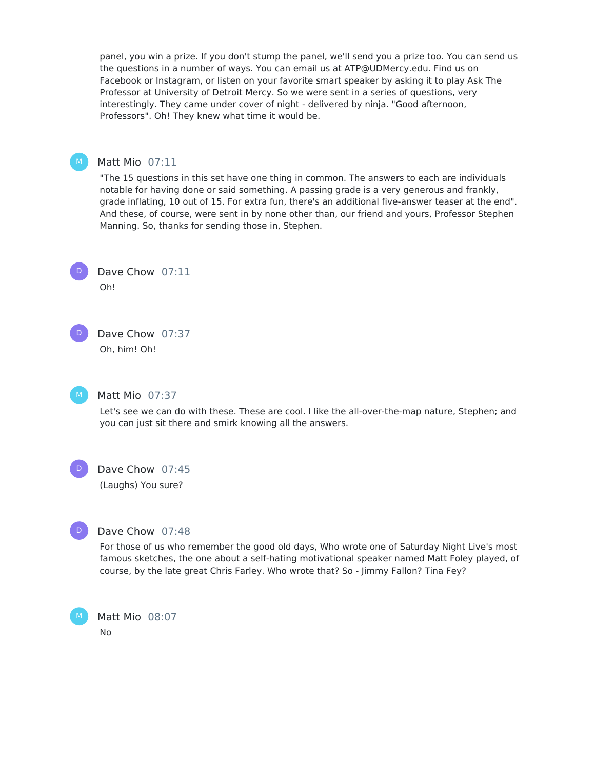panel, you win a prize. If you don't stump the panel, we'll send you a prize too. You can send us the questions in a number of ways. You can email us at ATP@UDMercy.edu. Find us on Facebook or Instagram, or listen on your favorite smart speaker by asking it to play Ask The Professor at University of Detroit Mercy. So we were sent in a series of questions, very interestingly. They came under cover of night - delivered by ninja. "Good afternoon, Professors". Oh! They knew what time it would be.

**Matt Mio** 07:11

"The 15 questions in this set have one thing in common. The answers to each are individuals notable for having done or said something. A passing grade is a very generous and frankly, grade inflating, 10 out of 15. For extra fun, there's an additional five-answer teaser at the end". And these, of course, were sent in by none other than, our friend and yours, Professor Stephen Manning. So, thanks for sending those in, Stephen.

**Dave Chow** 07:11

Oh!

**Dave Chow** 07:37

Oh, him! Oh!

**Matt Mio** 07:37

Let's see we can do with these. These are cool. I like the all-over-the-map nature, Stephen; and you can just sit there and smirk knowing all the answers.

**Dave Chow** 07:45

(Laughs) You sure?

**Dave Chow** 07:48

For those of us who remember the good old days, Who wrote one of Saturday Night Live's most famous sketches, the one about a self-hating motivational speaker named Matt Foley played, of course, by the late great Chris Farley. Who wrote that? So - Jimmy Fallon? Tina Fey?

**Matt Mio** 08:07

No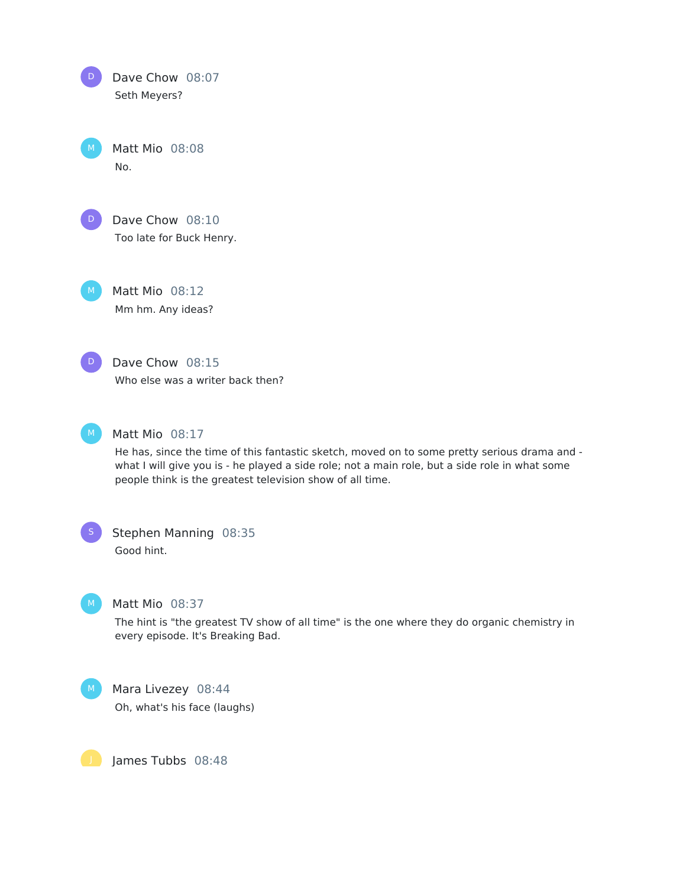**Dave Chow** 08:07

Seth Meyers?

**Matt Mio** 08:08

No.

**Dave Chow** 08:10

Too late for Buck Henry.

**Matt Mio** 08:12

Mm hm. Any ideas?

**Dave Chow** 08:15

Who else was a writer back then?

**Matt Mio** 08:17

He has, since the time of this fantastic sketch, moved on to some pretty serious drama and - what I will give you is - he played a side role; not a main role, but a side role in what some people think is the greatest television show of all time.

**Stephen Manning** 08:35

Good hint.

**Matt Mio** 08:37

The hint is "the greatest TV show of all time" is the one where they do organic chemistry in every episode. It's Breaking Bad.

**Mara Livezey** 08:44

Oh, what's his face (laughs)

**James Tubbs** 08:48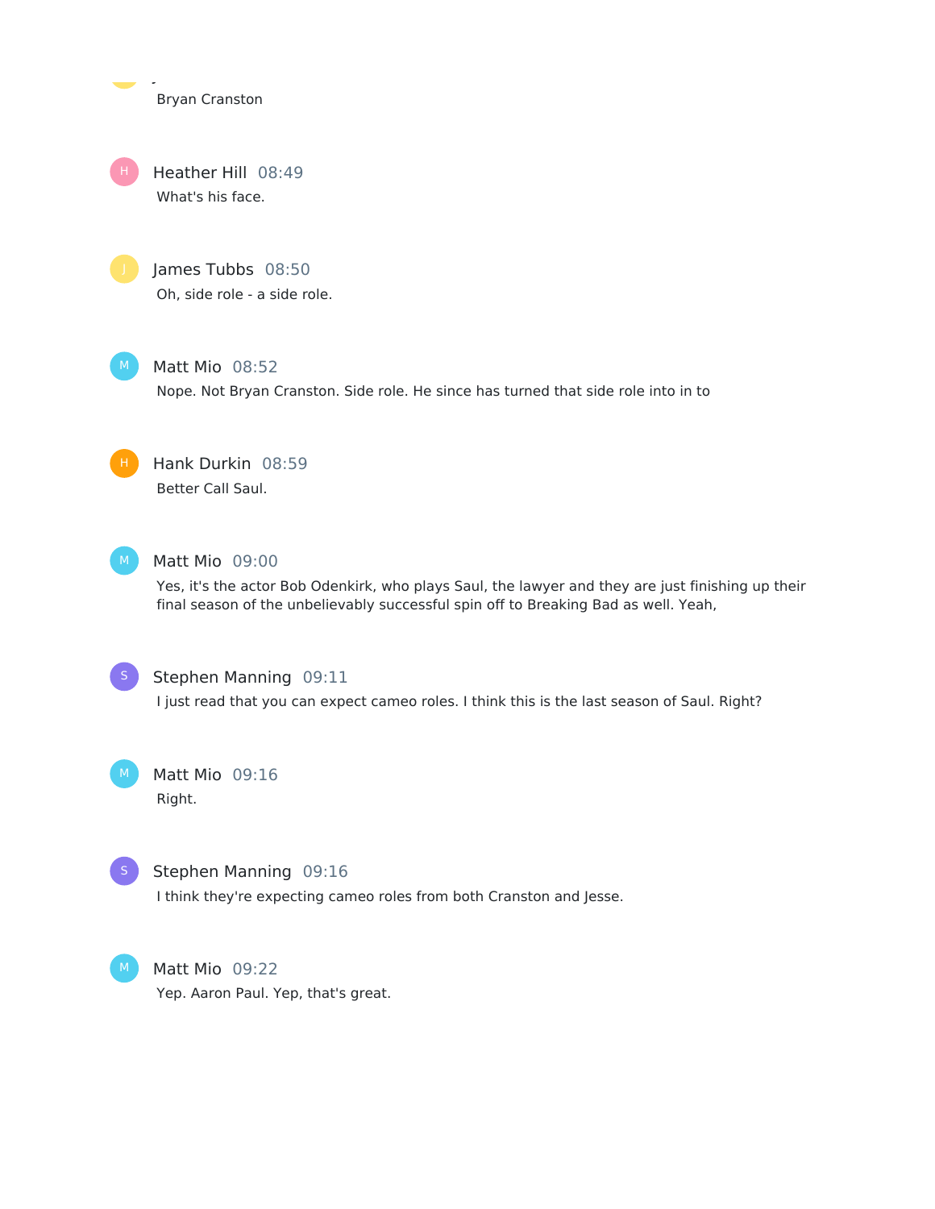Bryan Cranston

**Heather Hill** 08:49
What's his face.

**James Tubbs** 08:50
Oh, side role - a side role.

**Matt Mio** 08:52
Nope. Not Bryan Cranston. Side role. He since has turned that side role into in to

**Hank Durkin** 08:59
Better Call Saul.

**Matt Mio** 09:00
Yes, it's the actor Bob Odenkirk, who plays Saul, the lawyer and they are just finishing up their final season of the unbelievably successful spin off to Breaking Bad as well. Yeah,

**Stephen Manning** 09:11
I just read that you can expect cameo roles. I think this is the last season of Saul. Right?

**Matt Mio** 09:16
Right.

**Stephen Manning** 09:16
I think they're expecting cameo roles from both Cranston and Jesse.

**Matt Mio** 09:22
Yep. Aaron Paul. Yep, that's great.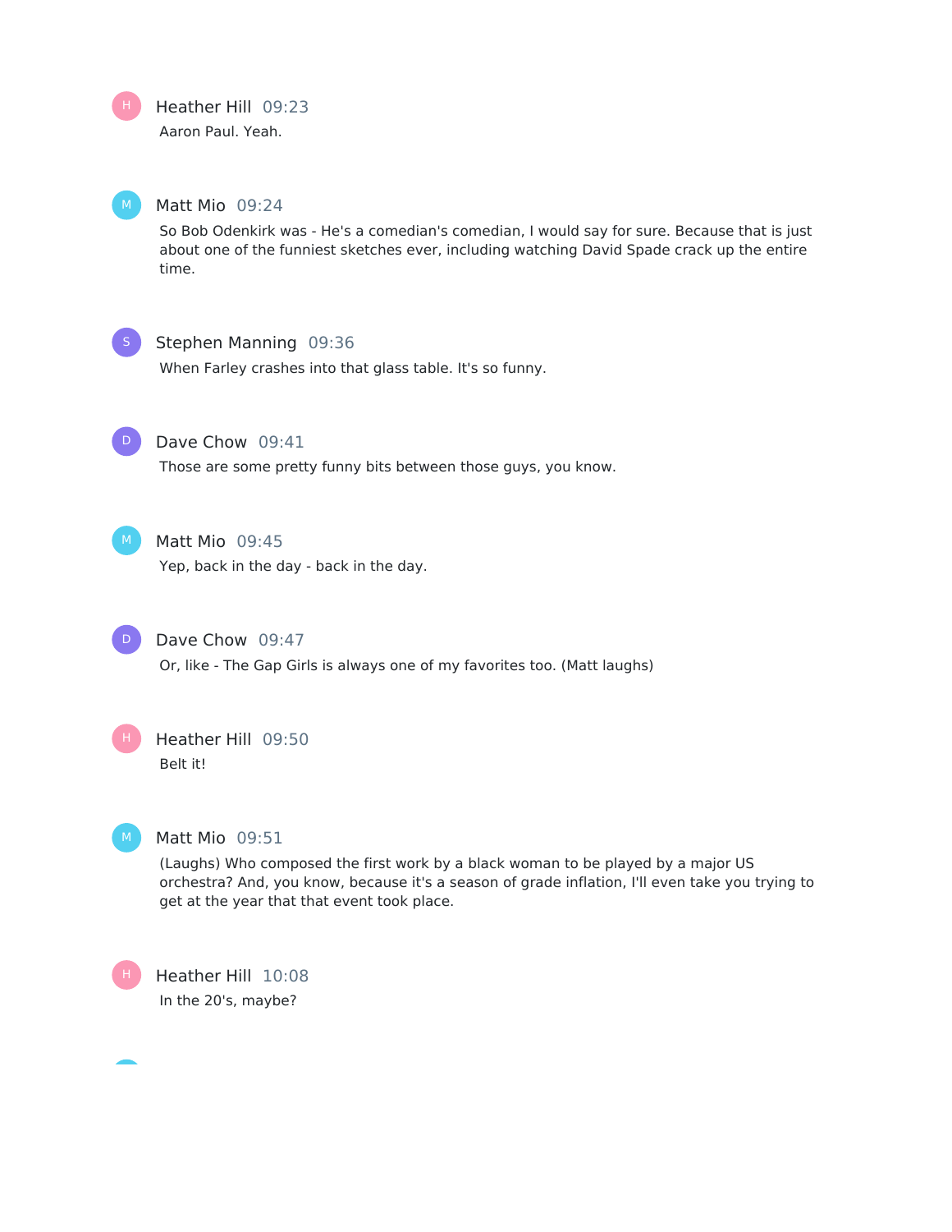Heather Hill 09:23

Aaron Paul. Yeah.

Matt Mio 09:24

So Bob Odenkirk was - He's a comedian's comedian, I would say for sure. Because that is just about one of the funniest sketches ever, including watching David Spade crack up the entire time.

Stephen Manning 09:36

When Farley crashes into that glass table. It's so funny.

Dave Chow 09:41

Those are some pretty funny bits between those guys, you know.

Matt Mio 09:45

Yep, back in the day - back in the day.

Dave Chow 09:47

Or, like - The Gap Girls is always one of my favorites too. (Matt laughs)

Heather Hill 09:50

Belt it!

Matt Mio 09:51

(Laughs) Who composed the first work by a black woman to be played by a major US orchestra? And, you know, because it's a season of grade inflation, I'll even take you trying to get at the year that that event took place.

Heather Hill 10:08

In the 20's, maybe?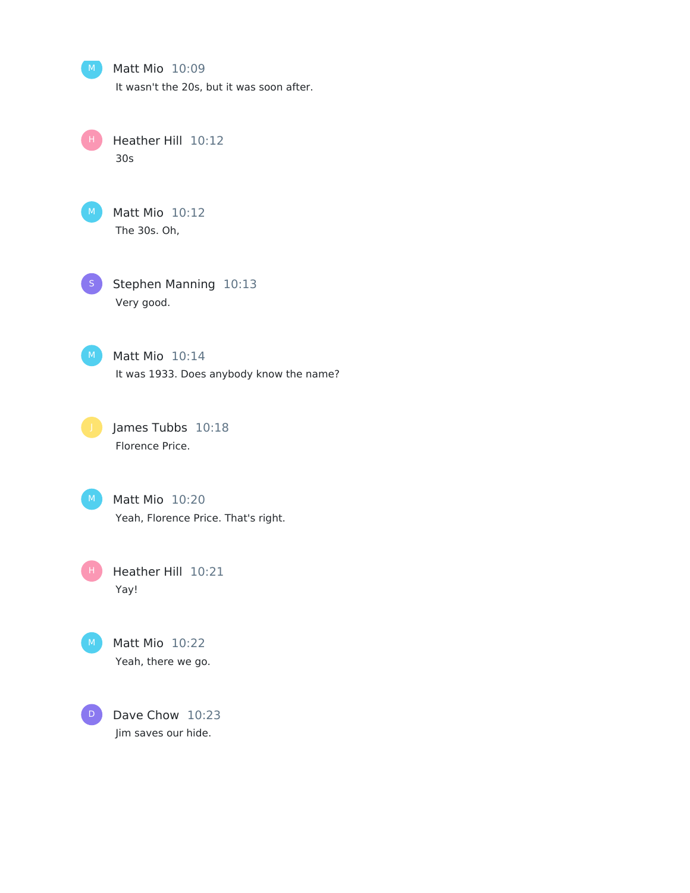Matt Mio 10:09
It wasn't the 20s, but it was soon after.

Heather Hill 10:12
30s

Matt Mio 10:12
The 30s. Oh,

Stephen Manning 10:13
Very good.

Matt Mio 10:14
It was 1933. Does anybody know the name?

James Tubbs 10:18
Florence Price.

Matt Mio 10:20
Yeah, Florence Price. That's right.

Heather Hill 10:21
Yay!

Matt Mio 10:22
Yeah, there we go.

Dave Chow 10:23
Jim saves our hide.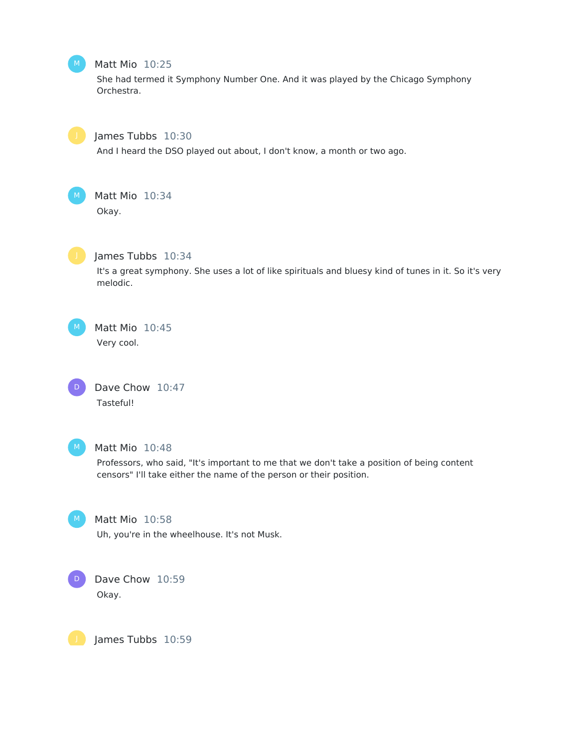Matt Mio 10:25

She had termed it Symphony Number One. And it was played by the Chicago Symphony Orchestra.

James Tubbs 10:30

And I heard the DSO played out about, I don't know, a month or two ago.

Matt Mio 10:34

Okay.

James Tubbs 10:34

It's a great symphony. She uses a lot of like spirituals and bluesy kind of tunes in it. So it's very melodic.

Matt Mio 10:45

Very cool.

Dave Chow 10:47

Tasteful!

Matt Mio 10:48

Professors, who said, "It's important to me that we don't take a position of being content censors" I'll take either the name of the person or their position.

Matt Mio 10:58

Uh, you're in the wheelhouse. It's not Musk.

Dave Chow 10:59

Okay.

James Tubbs 10:59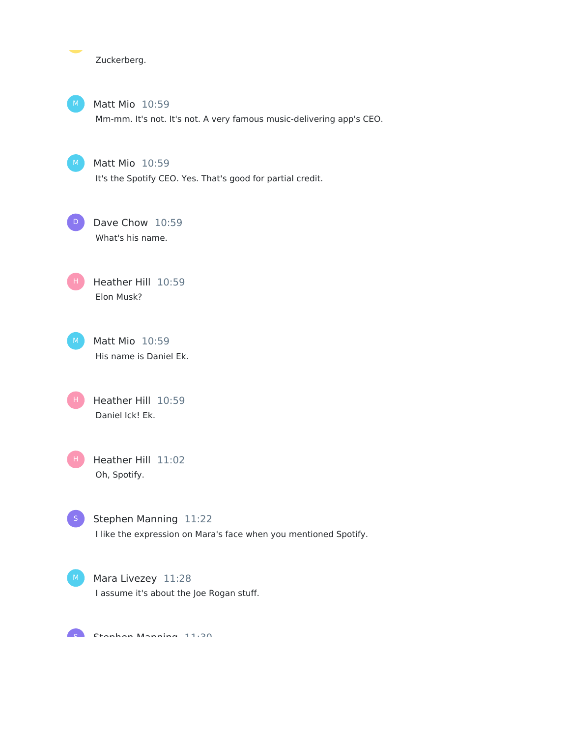Zuckerberg.

**Matt Mio** 10:59
Mm-mm. It's not. It's not. A very famous music-delivering app's CEO.

**Matt Mio** 10:59
It's the Spotify CEO. Yes. That's good for partial credit.

**Dave Chow** 10:59
What's his name.

**Heather Hill** 10:59
Elon Musk?

**Matt Mio** 10:59
His name is Daniel Ek.

**Heather Hill** 10:59
Daniel Ick! Ek.

**Heather Hill** 11:02
Oh, Spotify.

**Stephen Manning** 11:22
I like the expression on Mara's face when you mentioned Spotify.

**Mara Livezey** 11:28
I assume it's about the Joe Rogan stuff.

**Stephen Manning** 11:30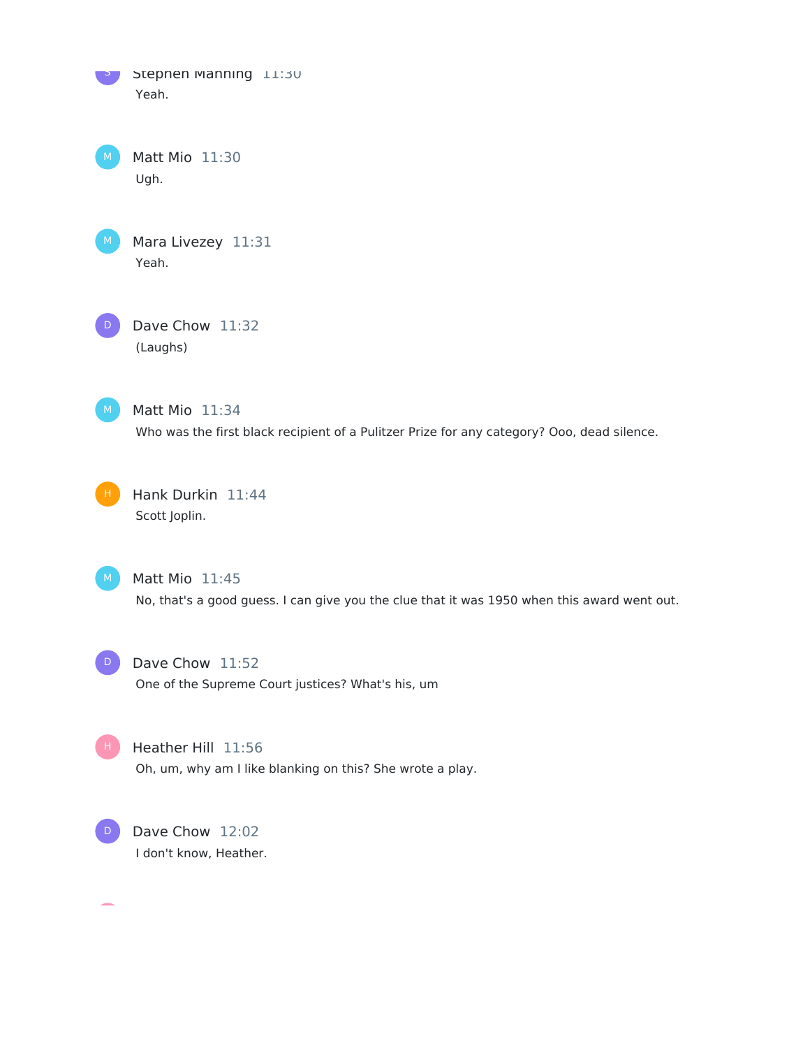Stephen Manning 11:30
Yeah.

Matt Mio 11:30
Ugh.

Mara Livezey 11:31
Yeah.

Dave Chow 11:32
(Laughs)

Matt Mio 11:34
Who was the first black recipient of a Pulitzer Prize for any category? Ooo, dead silence.

Hank Durkin 11:44
Scott Joplin.

Matt Mio 11:45
No, that's a good guess. I can give you the clue that it was 1950 when this award went out.

Dave Chow 11:52
One of the Supreme Court justices? What's his, um

Heather Hill 11:56
Oh, um, why am I like blanking on this? She wrote a play.

Dave Chow 12:02
I don't know, Heather.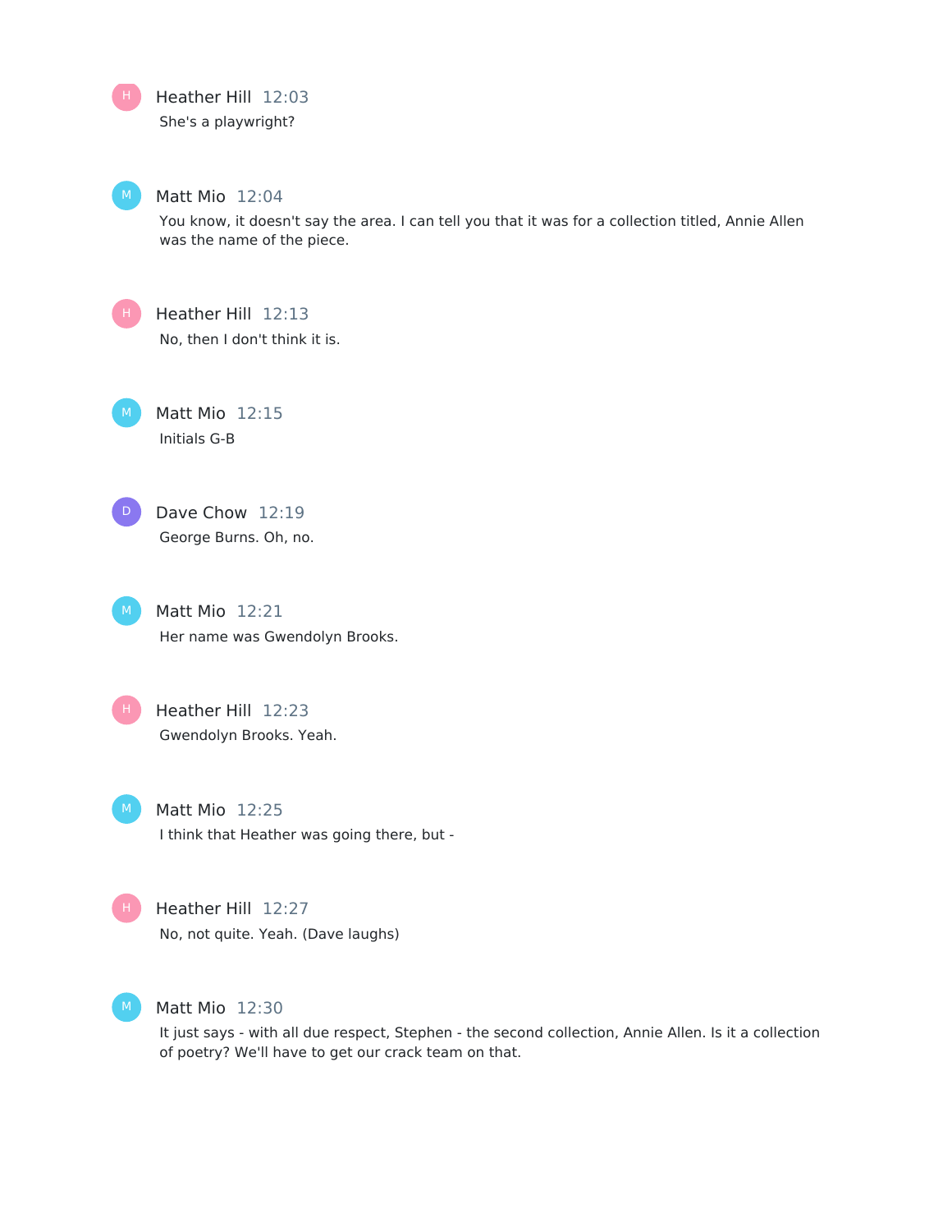**Heather Hill** 12:03

She's a playwright?

**Matt Mio** 12:04

You know, it doesn't say the area. I can tell you that it was for a collection titled, Annie Allen was the name of the piece.

**Heather Hill** 12:13

No, then I don't think it is.

**Matt Mio** 12:15

Initials G-B

**Dave Chow** 12:19

George Burns. Oh, no.

**Matt Mio** 12:21

Her name was Gwendolyn Brooks.

**Heather Hill** 12:23

Gwendolyn Brooks. Yeah.

**Matt Mio** 12:25

I think that Heather was going there, but -

**Heather Hill** 12:27

No, not quite. Yeah. (Dave laughs)

**Matt Mio** 12:30

It just says - with all due respect, Stephen - the second collection, Annie Allen. Is it a collection of poetry? We'll have to get our crack team on that.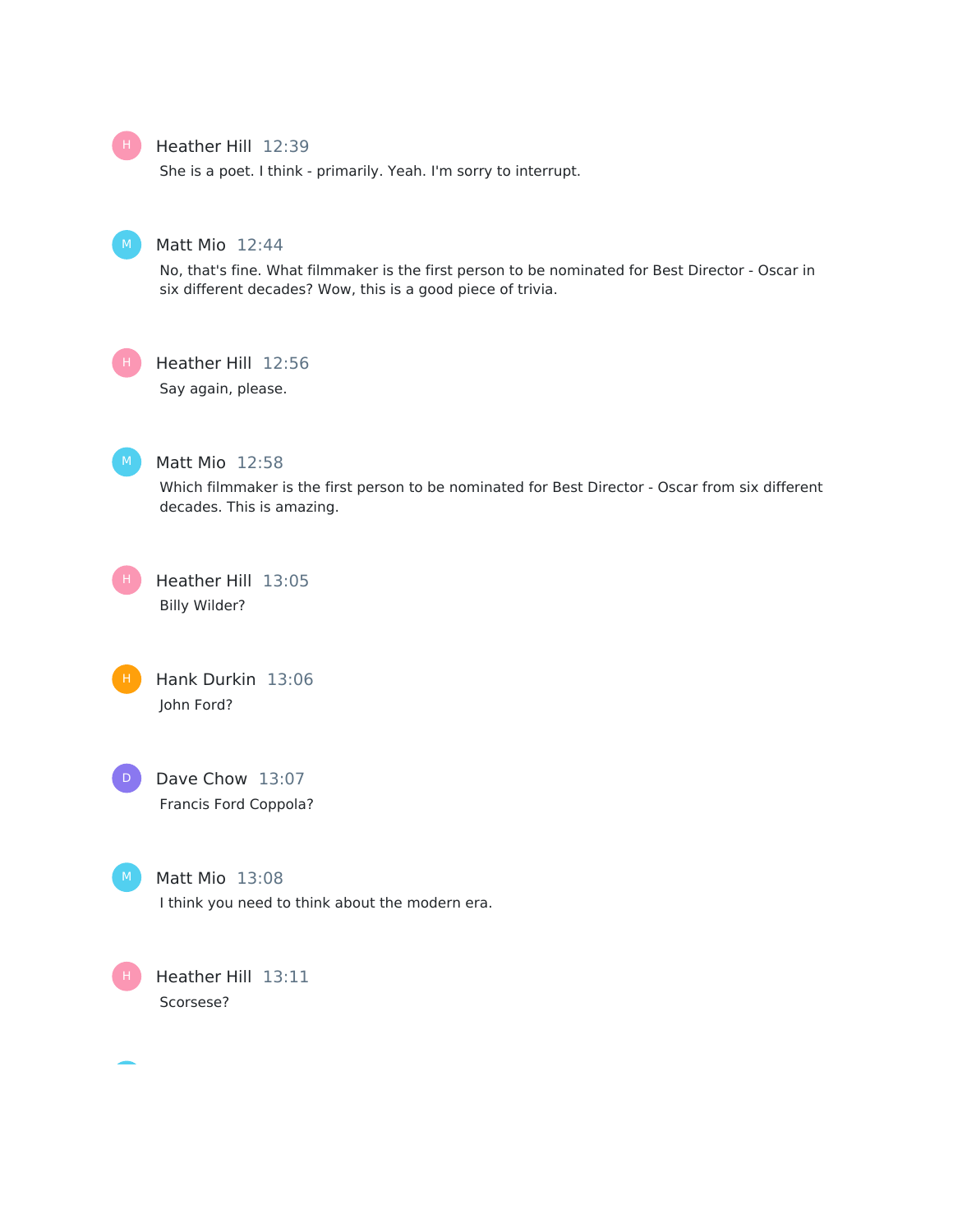**Heather Hill** 12:39

She is a poet. I think - primarily. Yeah. I'm sorry to interrupt.

**Matt Mio** 12:44

No, that's fine. What filmmaker is the first person to be nominated for Best Director - Oscar in six different decades? Wow, this is a good piece of trivia.

**Heather Hill** 12:56

Say again, please.

**Matt Mio** 12:58

Which filmmaker is the first person to be nominated for Best Director - Oscar from six different decades. This is amazing.

**Heather Hill** 13:05

Billy Wilder?

**Hank Durkin** 13:06

John Ford?

**Dave Chow** 13:07

Francis Ford Coppola?

**Matt Mio** 13:08

I think you need to think about the modern era.

**Heather Hill** 13:11

Scorsese?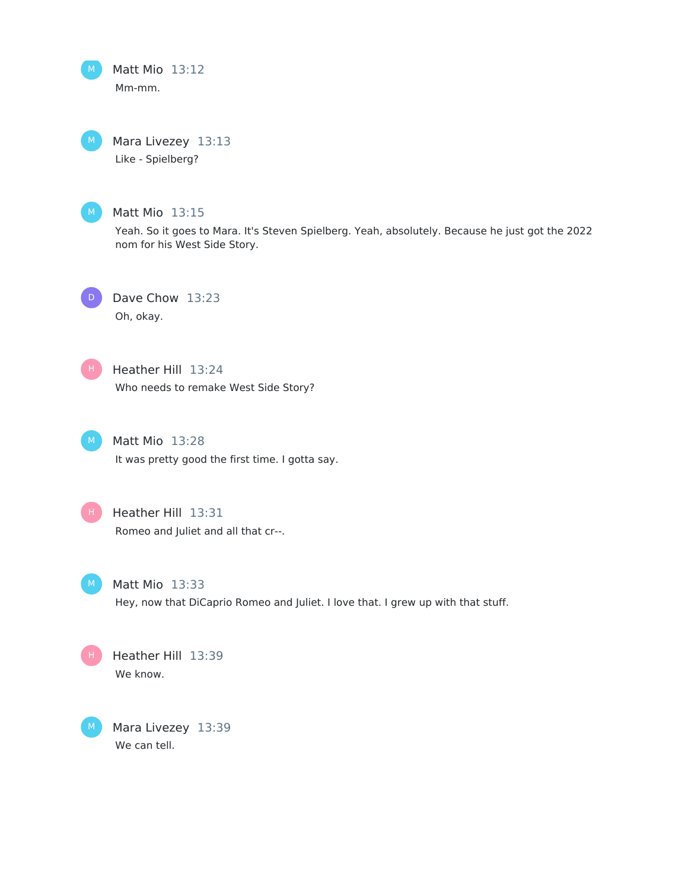Matt Mio 13:12
Mm-mm.

Mara Livezey 13:13
Like - Spielberg?

Matt Mio 13:15
Yeah. So it goes to Mara. It's Steven Spielberg. Yeah, absolutely. Because he just got the 2022 nom for his West Side Story.

Dave Chow 13:23
Oh, okay.

Heather Hill 13:24
Who needs to remake West Side Story?

Matt Mio 13:28
It was pretty good the first time. I gotta say.

Heather Hill 13:31
Romeo and Juliet and all that cr--.

Matt Mio 13:33
Hey, now that DiCaprio Romeo and Juliet. I love that. I grew up with that stuff.

Heather Hill 13:39
We know.

Mara Livezey 13:39
We can tell.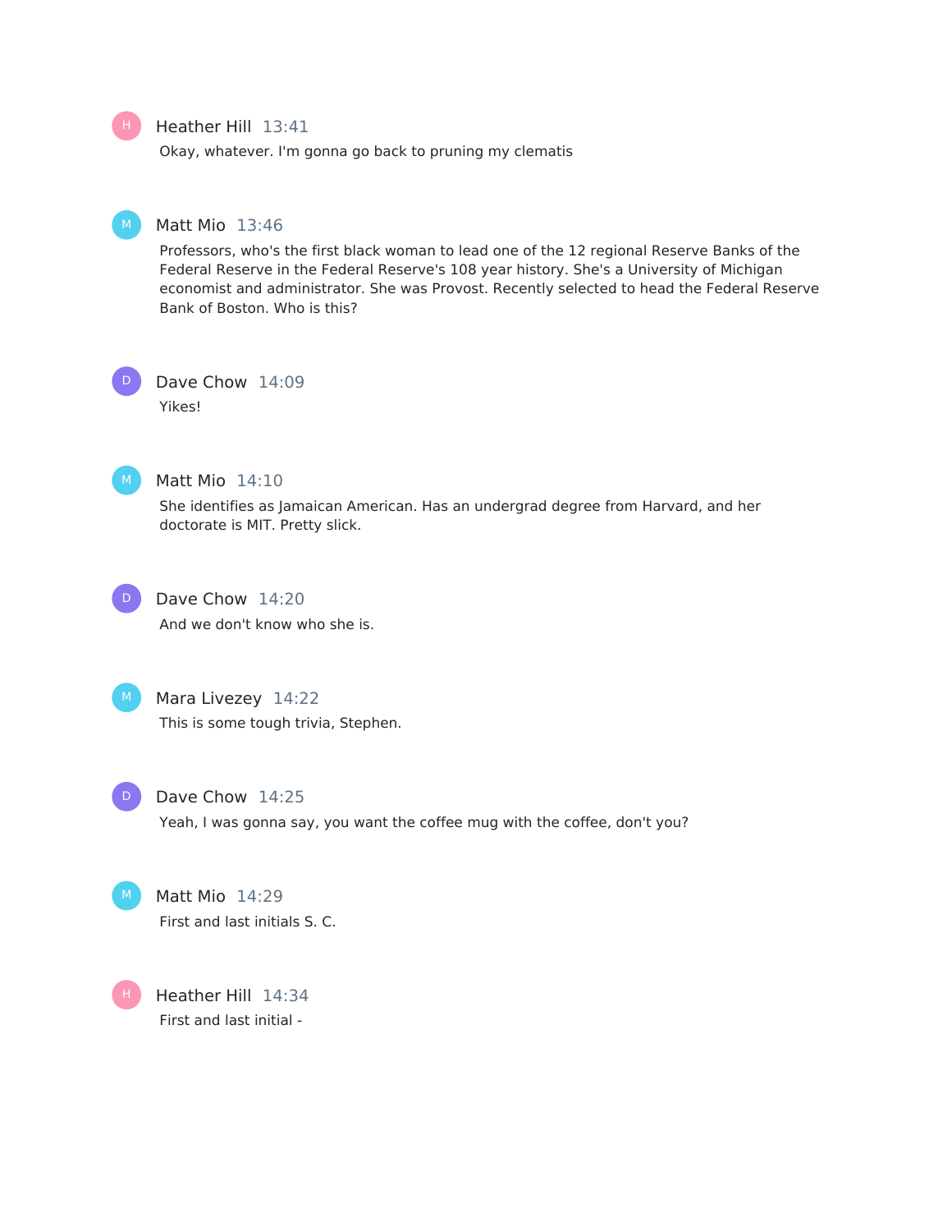Heather Hill 13:41
Okay, whatever. I'm gonna go back to pruning my clematis

Matt Mio 13:46
Professors, who's the first black woman to lead one of the 12 regional Reserve Banks of the Federal Reserve in the Federal Reserve's 108 year history. She's a University of Michigan economist and administrator. She was Provost. Recently selected to head the Federal Reserve Bank of Boston. Who is this?

Dave Chow 14:09
Yikes!

Matt Mio 14:10
She identifies as Jamaican American. Has an undergrad degree from Harvard, and her doctorate is MIT. Pretty slick.

Dave Chow 14:20
And we don't know who she is.

Mara Livezey 14:22
This is some tough trivia, Stephen.

Dave Chow 14:25
Yeah, I was gonna say, you want the coffee mug with the coffee, don't you?

Matt Mio 14:29
First and last initials S. C.

Heather Hill 14:34
First and last initial -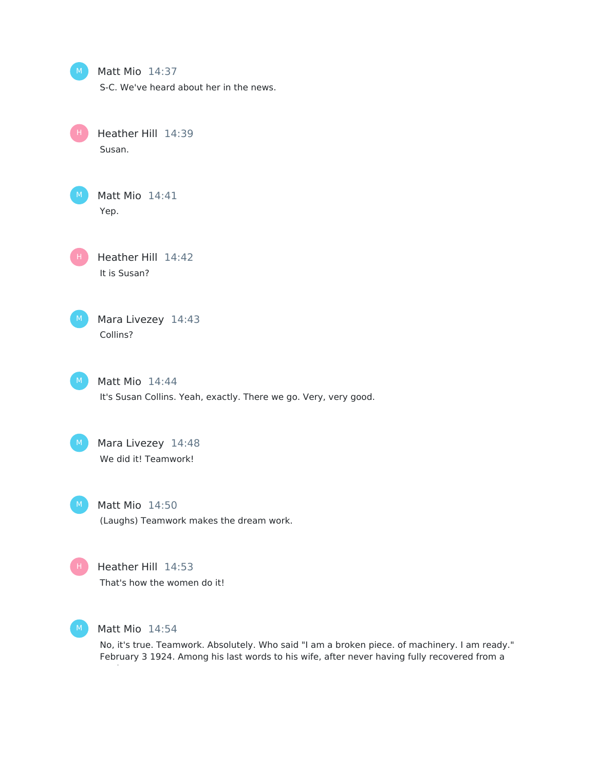Matt Mio 14:37

S-C. We've heard about her in the news.

Heather Hill 14:39

Susan.

Matt Mio 14:41

Yep.

Heather Hill 14:42

It is Susan?

Mara Livezey 14:43

Collins?

Matt Mio 14:44

It's Susan Collins. Yeah, exactly. There we go. Very, very good.

Mara Livezey 14:48

We did it! Teamwork!

Matt Mio 14:50

(Laughs) Teamwork makes the dream work.

Heather Hill 14:53

That's how the women do it!

Matt Mio 14:54

No, it's true. Teamwork. Absolutely. Who said "I am a broken piece. of machinery. I am ready." February 3 1924. Among his last words to his wife, after never having fully recovered from a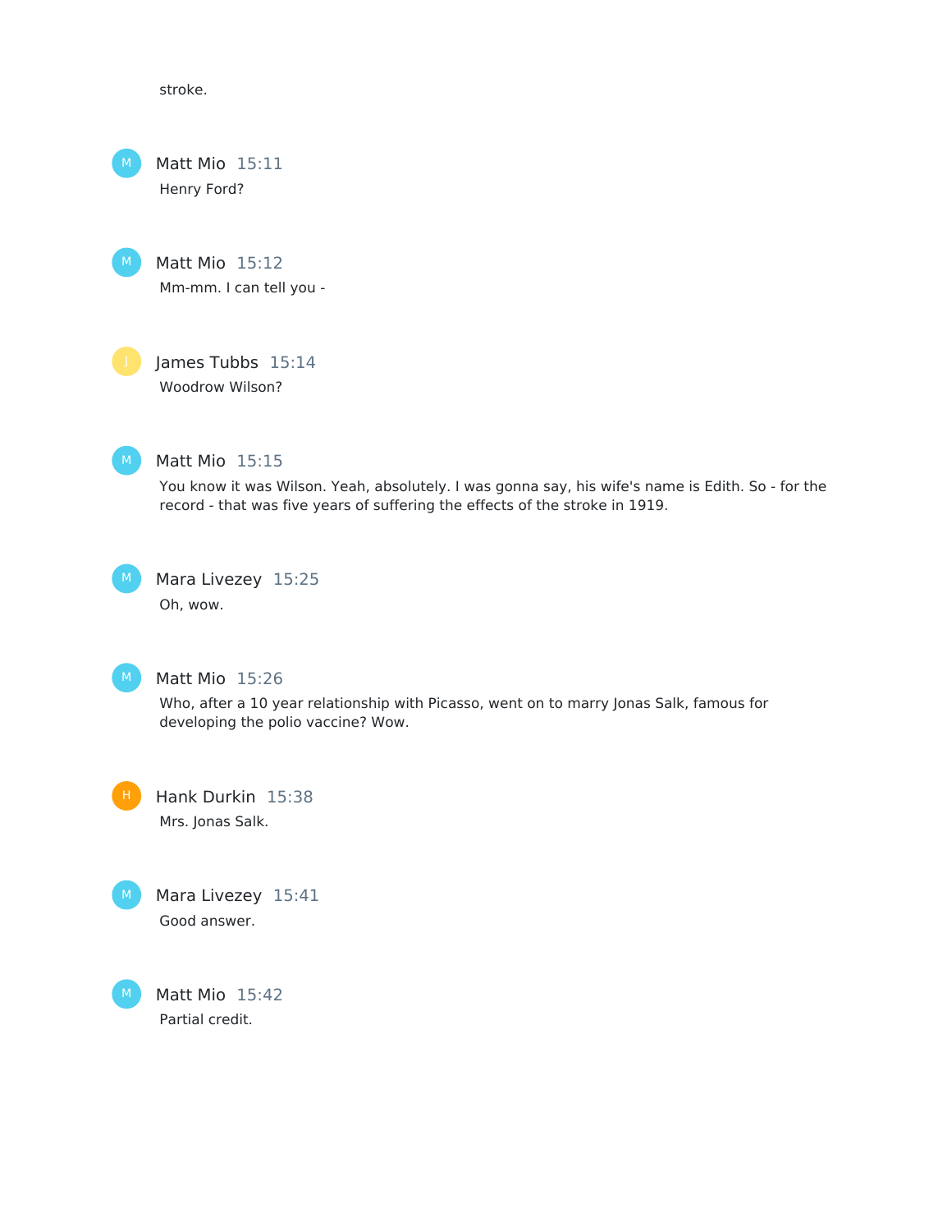stroke.

Matt Mio 15:11
Henry Ford?

Matt Mio 15:12
Mm-mm. I can tell you -

James Tubbs 15:14
Woodrow Wilson?

Matt Mio 15:15
You know it was Wilson. Yeah, absolutely. I was gonna say, his wife's name is Edith. So - for the record - that was five years of suffering the effects of the stroke in 1919.

Mara Livezey 15:25
Oh, wow.

Matt Mio 15:26
Who, after a 10 year relationship with Picasso, went on to marry Jonas Salk, famous for developing the polio vaccine? Wow.

Hank Durkin 15:38
Mrs. Jonas Salk.

Mara Livezey 15:41
Good answer.

Matt Mio 15:42
Partial credit.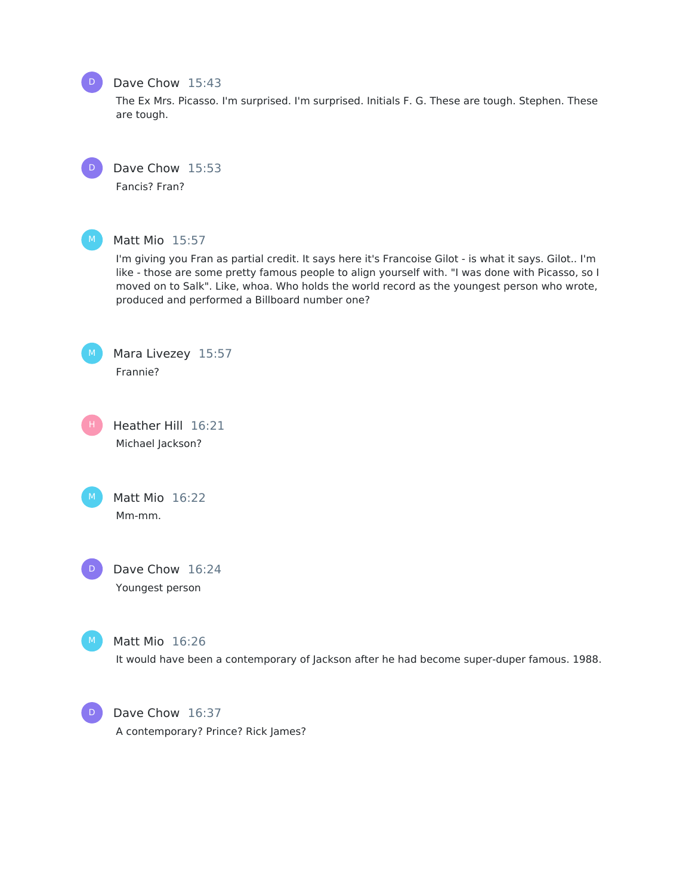**Dave Chow** 15:43

The Ex Mrs. Picasso. I'm surprised. I'm surprised. Initials F. G. These are tough. Stephen. These are tough.

**Dave Chow** 15:53

Fancis? Fran?

**Matt Mio** 15:57

I'm giving you Fran as partial credit. It says here it's Francoise Gilot - is what it says. Gilot.. I'm like - those are some pretty famous people to align yourself with. "I was done with Picasso, so I moved on to Salk". Like, whoa. Who holds the world record as the youngest person who wrote, produced and performed a Billboard number one?

**Mara Livezey** 15:57

Frannie?

**Heather Hill** 16:21

Michael Jackson?

**Matt Mio** 16:22

Mm-mm.

**Dave Chow** 16:24

Youngest person

**Matt Mio** 16:26

It would have been a contemporary of Jackson after he had become super-duper famous. 1988.

**Dave Chow** 16:37

A contemporary? Prince? Rick James?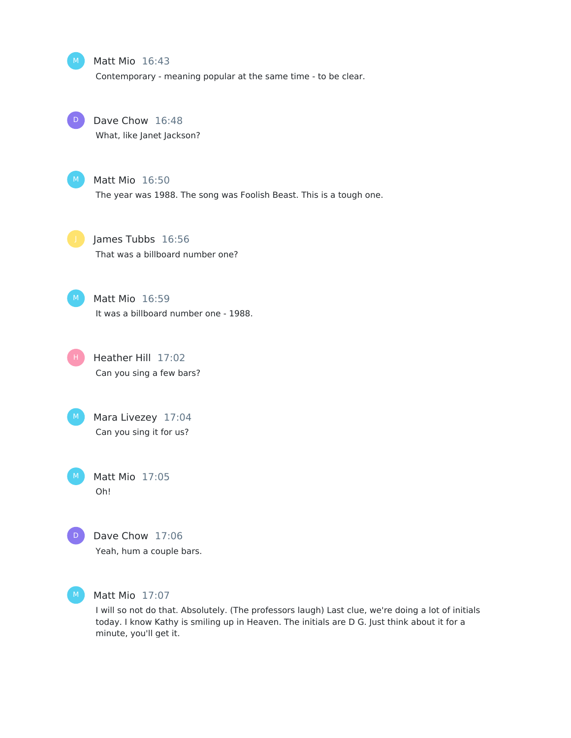**Matt Mio** 16:43

Contemporary - meaning popular at the same time - to be clear.

**Dave Chow** 16:48

What, like Janet Jackson?

**Matt Mio** 16:50

The year was 1988. The song was Foolish Beast. This is a tough one.

**James Tubbs** 16:56

That was a billboard number one?

**Matt Mio** 16:59

It was a billboard number one - 1988.

**Heather Hill** 17:02

Can you sing a few bars?

**Mara Livezey** 17:04

Can you sing it for us?

**Matt Mio** 17:05

Oh!

**Dave Chow** 17:06

Yeah, hum a couple bars.

**Matt Mio** 17:07

I will so not do that. Absolutely. (The professors laugh) Last clue, we're doing a lot of initials today. I know Kathy is smiling up in Heaven. The initials are D G. Just think about it for a minute, you'll get it.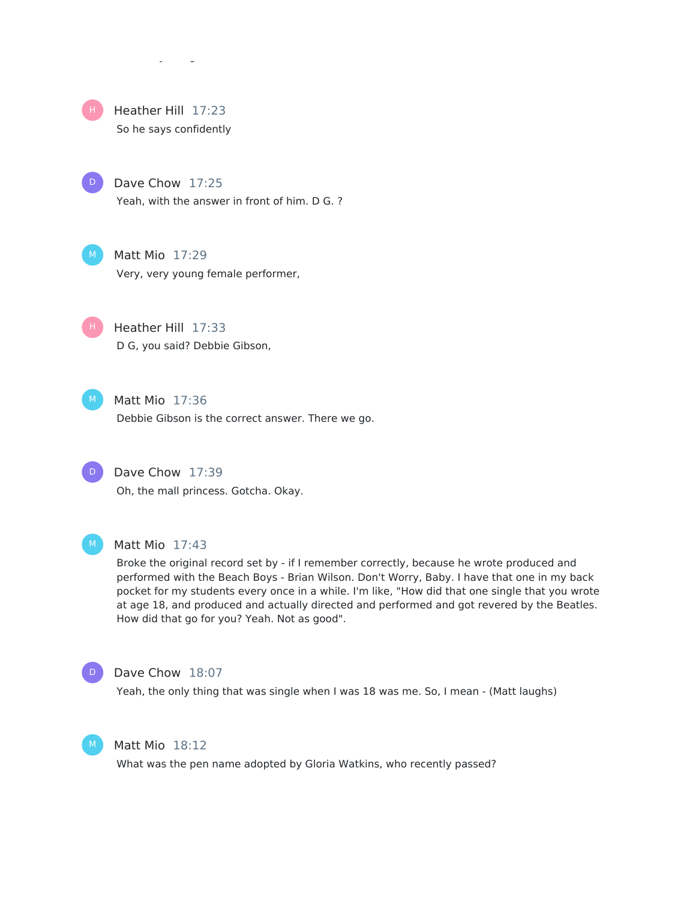**Heather Hill** 17:23

So he says confidently

**Dave Chow** 17:25

Yeah, with the answer in front of him. D G. ?

**Matt Mio** 17:29

Very, very young female performer,

**Heather Hill** 17:33

D G, you said? Debbie Gibson,

**Matt Mio** 17:36

Debbie Gibson is the correct answer. There we go.

**Dave Chow** 17:39

Oh, the mall princess. Gotcha. Okay.

**Matt Mio** 17:43

Broke the original record set by - if I remember correctly, because he wrote produced and performed with the Beach Boys - Brian Wilson. Don't Worry, Baby. I have that one in my back pocket for my students every once in a while. I'm like, "How did that one single that you wrote at age 18, and produced and actually directed and performed and got revered by the Beatles. How did that go for you? Yeah. Not as good".

**Dave Chow** 18:07

Yeah, the only thing that was single when I was 18 was me. So, I mean - (Matt laughs)

**Matt Mio** 18:12

What was the pen name adopted by Gloria Watkins, who recently passed?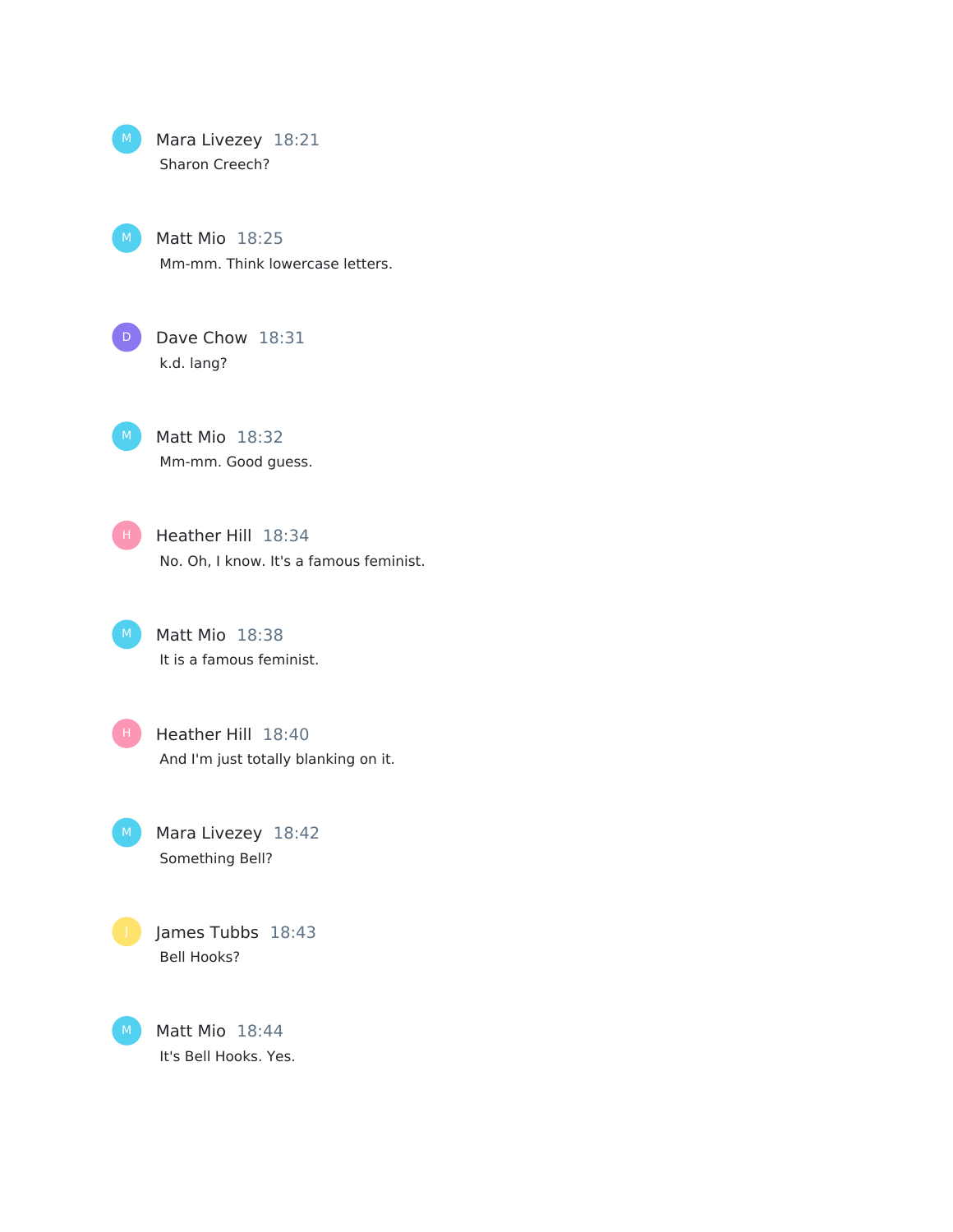**Mara Livezey** 18:21
Sharon Creech?

**Matt Mio** 18:25
Mm-mm. Think lowercase letters.

**Dave Chow** 18:31
k.d. lang?

**Matt Mio** 18:32
Mm-mm. Good guess.

**Heather Hill** 18:34
No. Oh, I know. It's a famous feminist.

**Matt Mio** 18:38
It is a famous feminist.

**Heather Hill** 18:40
And I'm just totally blanking on it.

**Mara Livezey** 18:42
Something Bell?

**James Tubbs** 18:43
Bell Hooks?

**Matt Mio** 18:44
It's Bell Hooks. Yes.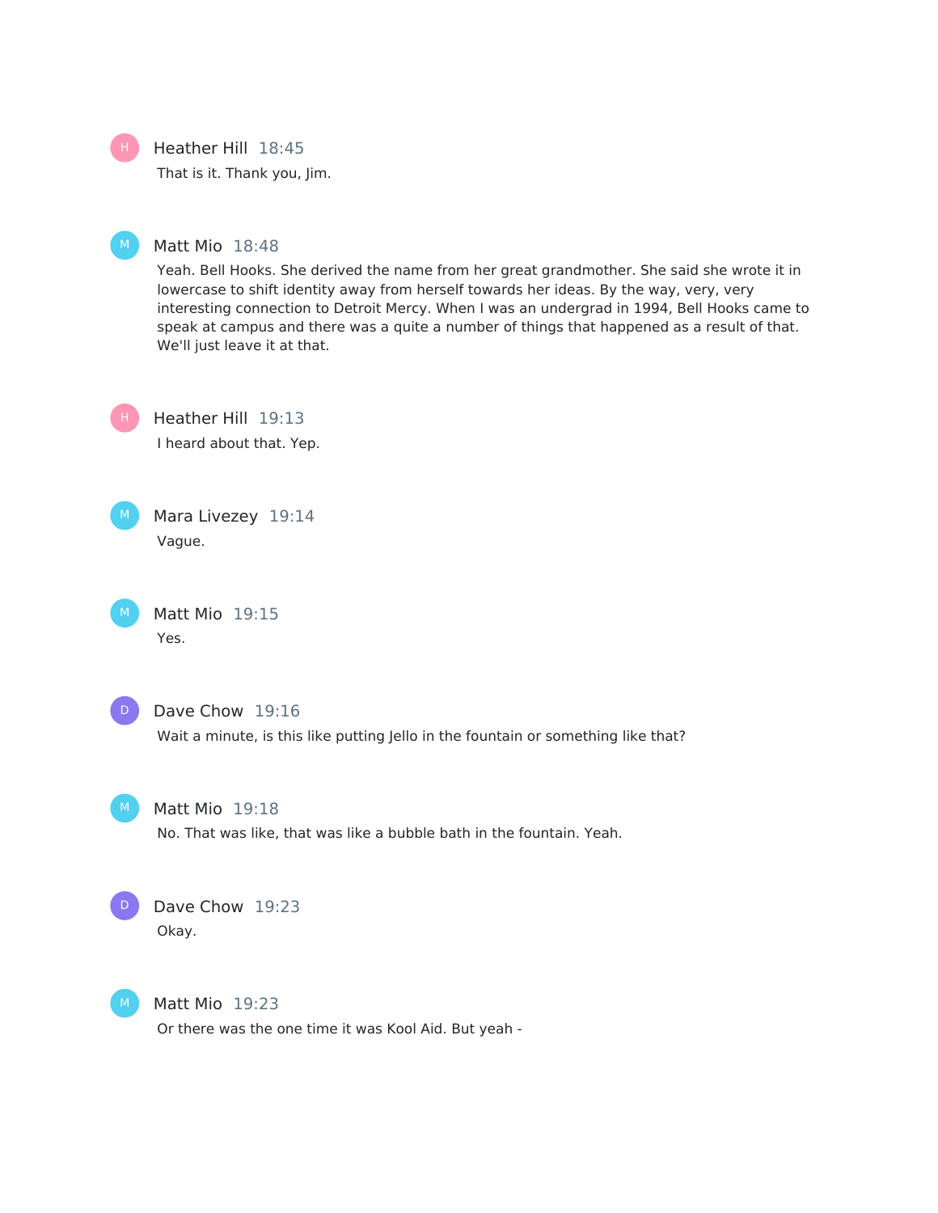Heather Hill 18:45

That is it. Thank you, Jim.

Matt Mio 18:48

Yeah. Bell Hooks. She derived the name from her great grandmother. She said she wrote it in lowercase to shift identity away from herself towards her ideas. By the way, very, very interesting connection to Detroit Mercy. When I was an undergrad in 1994, Bell Hooks came to speak at campus and there was a quite a number of things that happened as a result of that. We'll just leave it at that.

Heather Hill 19:13

I heard about that. Yep.

Mara Livezey 19:14

Vague.

Matt Mio 19:15

Yes.

Dave Chow 19:16

Wait a minute, is this like putting Jello in the fountain or something like that?

Matt Mio 19:18

No. That was like, that was like a bubble bath in the fountain. Yeah.

Dave Chow 19:23

Okay.

Matt Mio 19:23

Or there was the one time it was Kool Aid. But yeah -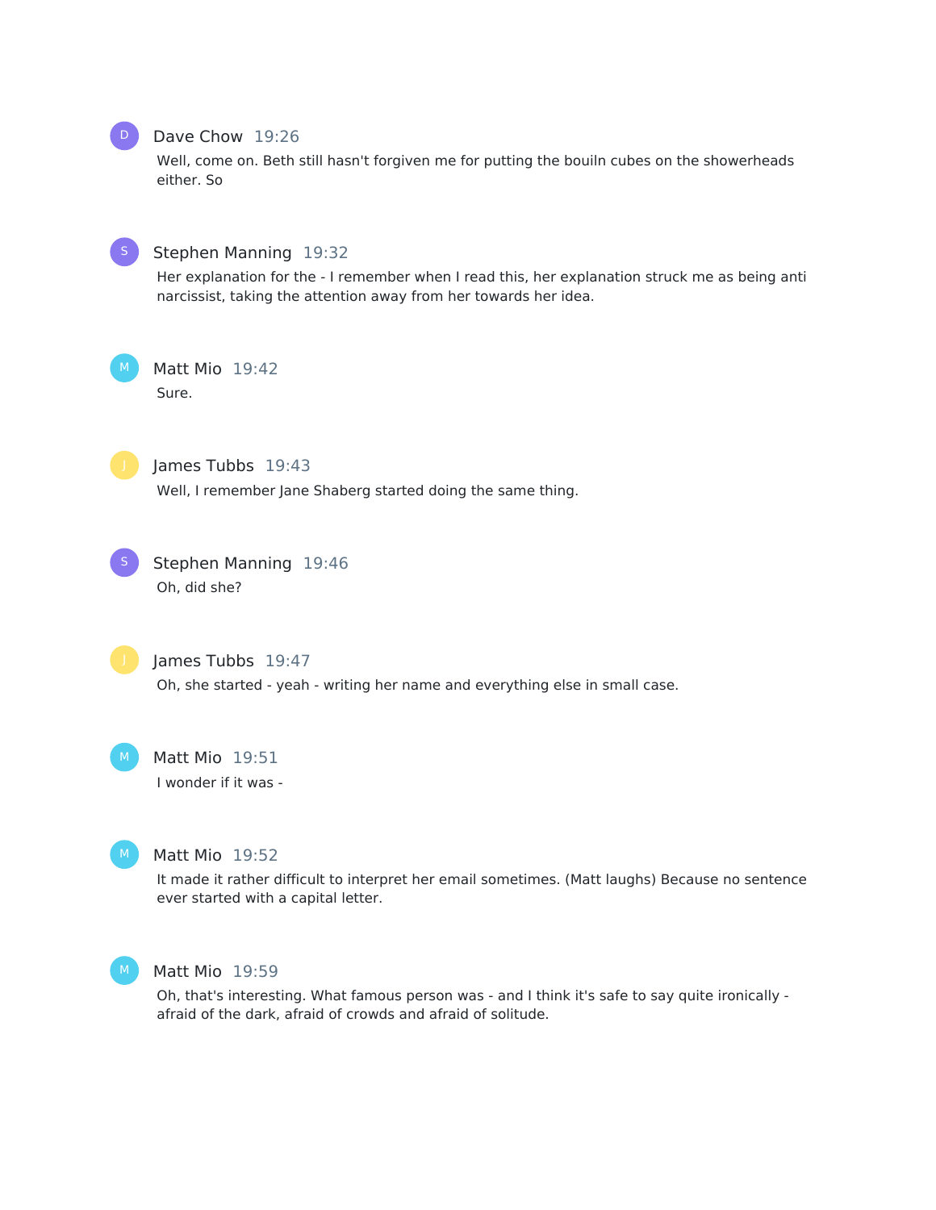**Dave Chow** 19:26

Well, come on. Beth still hasn't forgiven me for putting the bouiln cubes on the showerheads either. So

**Stephen Manning** 19:32

Her explanation for the - I remember when I read this, her explanation struck me as being anti narcissist, taking the attention away from her towards her idea.

**Matt Mio** 19:42

Sure.

**James Tubbs** 19:43

Well, I remember Jane Shaberg started doing the same thing.

**Stephen Manning** 19:46

Oh, did she?

**James Tubbs** 19:47

Oh, she started - yeah - writing her name and everything else in small case.

**Matt Mio** 19:51

I wonder if it was -

**Matt Mio** 19:52

It made it rather difficult to interpret her email sometimes. (Matt laughs) Because no sentence ever started with a capital letter.

**Matt Mio** 19:59

Oh, that's interesting. What famous person was - and I think it's safe to say quite ironically - afraid of the dark, afraid of crowds and afraid of solitude.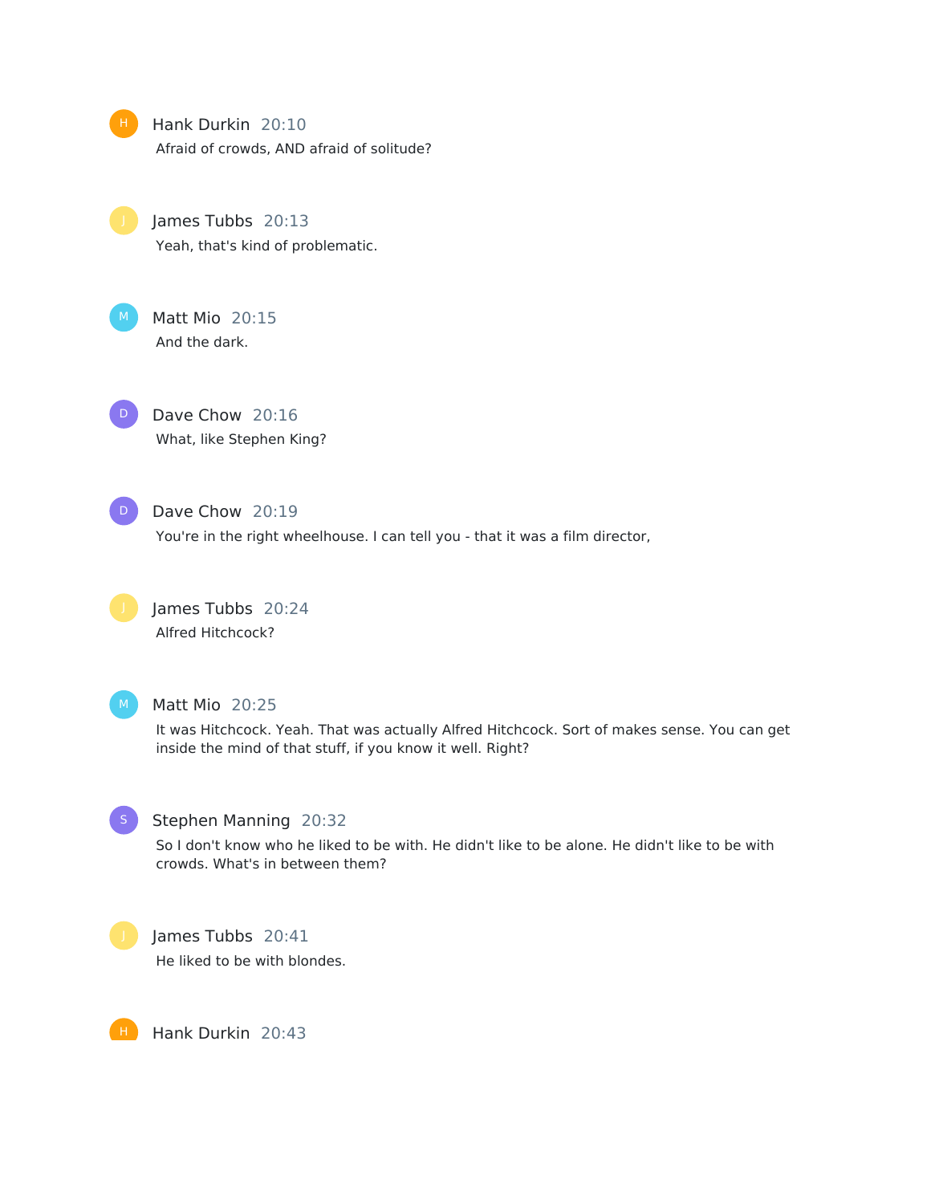Hank Durkin 20:10
Afraid of crowds, AND afraid of solitude?

James Tubbs 20:13
Yeah, that's kind of problematic.

Matt Mio 20:15
And the dark.

Dave Chow 20:16
What, like Stephen King?

Dave Chow 20:19
You're in the right wheelhouse. I can tell you - that it was a film director,

James Tubbs 20:24
Alfred Hitchcock?

Matt Mio 20:25
It was Hitchcock. Yeah. That was actually Alfred Hitchcock. Sort of makes sense. You can get inside the mind of that stuff, if you know it well. Right?

Stephen Manning 20:32
So I don't know who he liked to be with. He didn't like to be alone. He didn't like to be with crowds. What's in between them?

James Tubbs 20:41
He liked to be with blondes.

Hank Durkin 20:43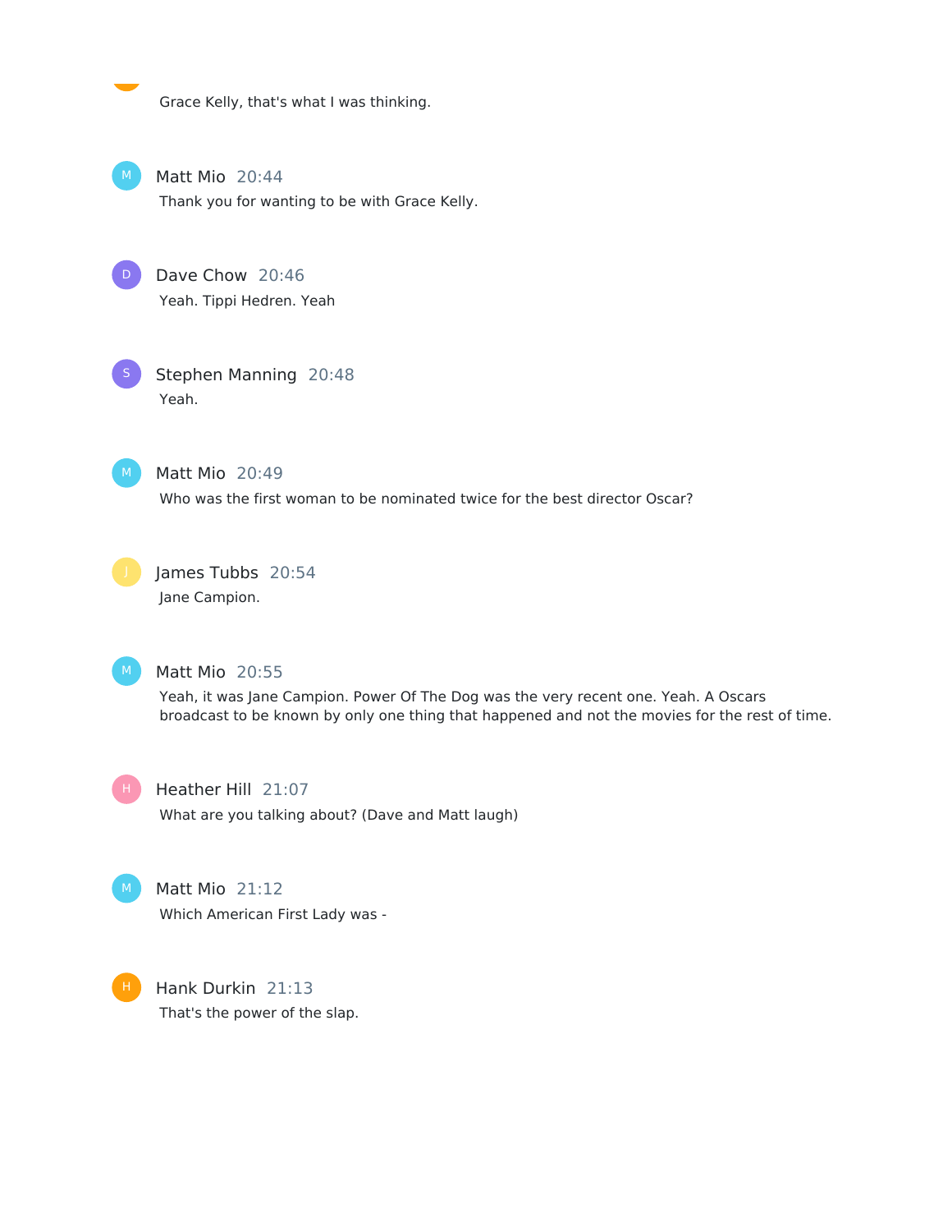Grace Kelly, that's what I was thinking.

**Matt Mio** 20:44
Thank you for wanting to be with Grace Kelly.

**Dave Chow** 20:46
Yeah. Tippi Hedren. Yeah

**Stephen Manning** 20:48
Yeah.

**Matt Mio** 20:49
Who was the first woman to be nominated twice for the best director Oscar?

**James Tubbs** 20:54
Jane Campion.

**Matt Mio** 20:55
Yeah, it was Jane Campion. Power Of The Dog was the very recent one. Yeah. A Oscars broadcast to be known by only one thing that happened and not the movies for the rest of time.

**Heather Hill** 21:07
What are you talking about? (Dave and Matt laugh)

**Matt Mio** 21:12
Which American First Lady was -

**Hank Durkin** 21:13
That's the power of the slap.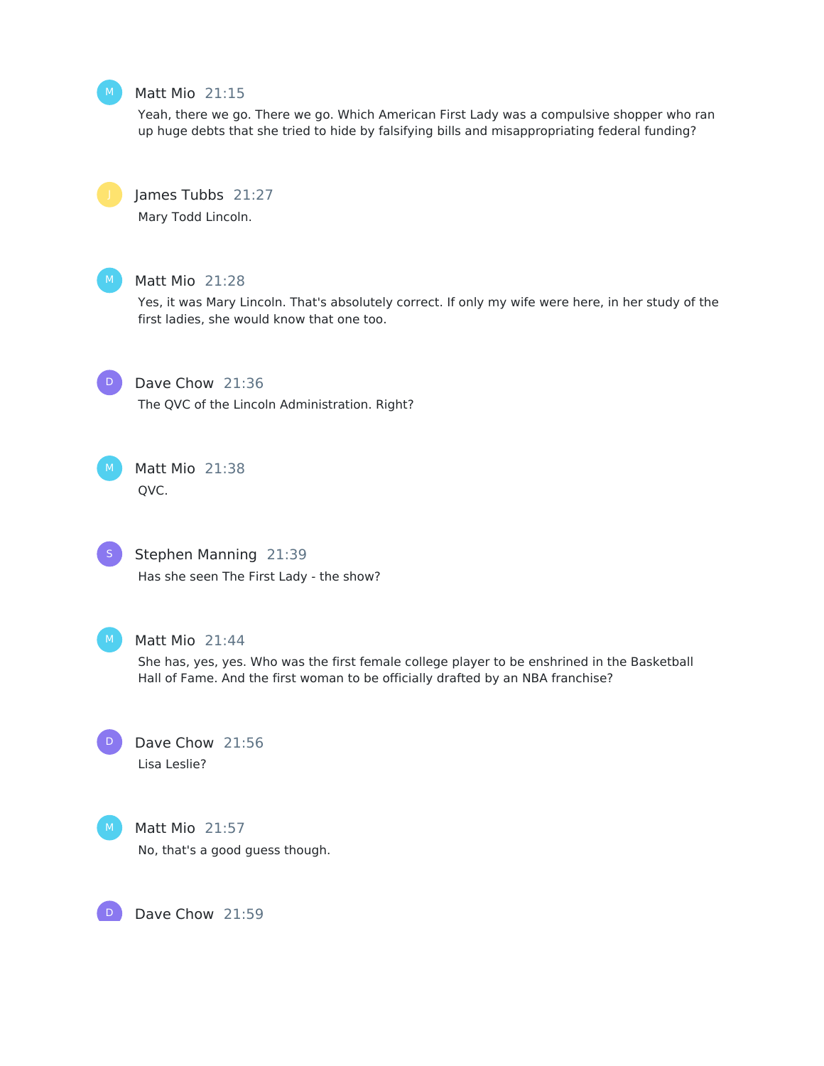Matt Mio 21:15

Yeah, there we go. There we go. Which American First Lady was a compulsive shopper who ran up huge debts that she tried to hide by falsifying bills and misappropriating federal funding?

James Tubbs 21:27

Mary Todd Lincoln.

Matt Mio 21:28

Yes, it was Mary Lincoln. That's absolutely correct. If only my wife were here, in her study of the first ladies, she would know that one too.

Dave Chow 21:36

The QVC of the Lincoln Administration. Right?

Matt Mio 21:38

QVC.

Stephen Manning 21:39

Has she seen The First Lady - the show?

Matt Mio 21:44

She has, yes, yes. Who was the first female college player to be enshrined in the Basketball Hall of Fame. And the first woman to be officially drafted by an NBA franchise?

Dave Chow 21:56

Lisa Leslie?

Matt Mio 21:57

No, that's a good guess though.

Dave Chow 21:59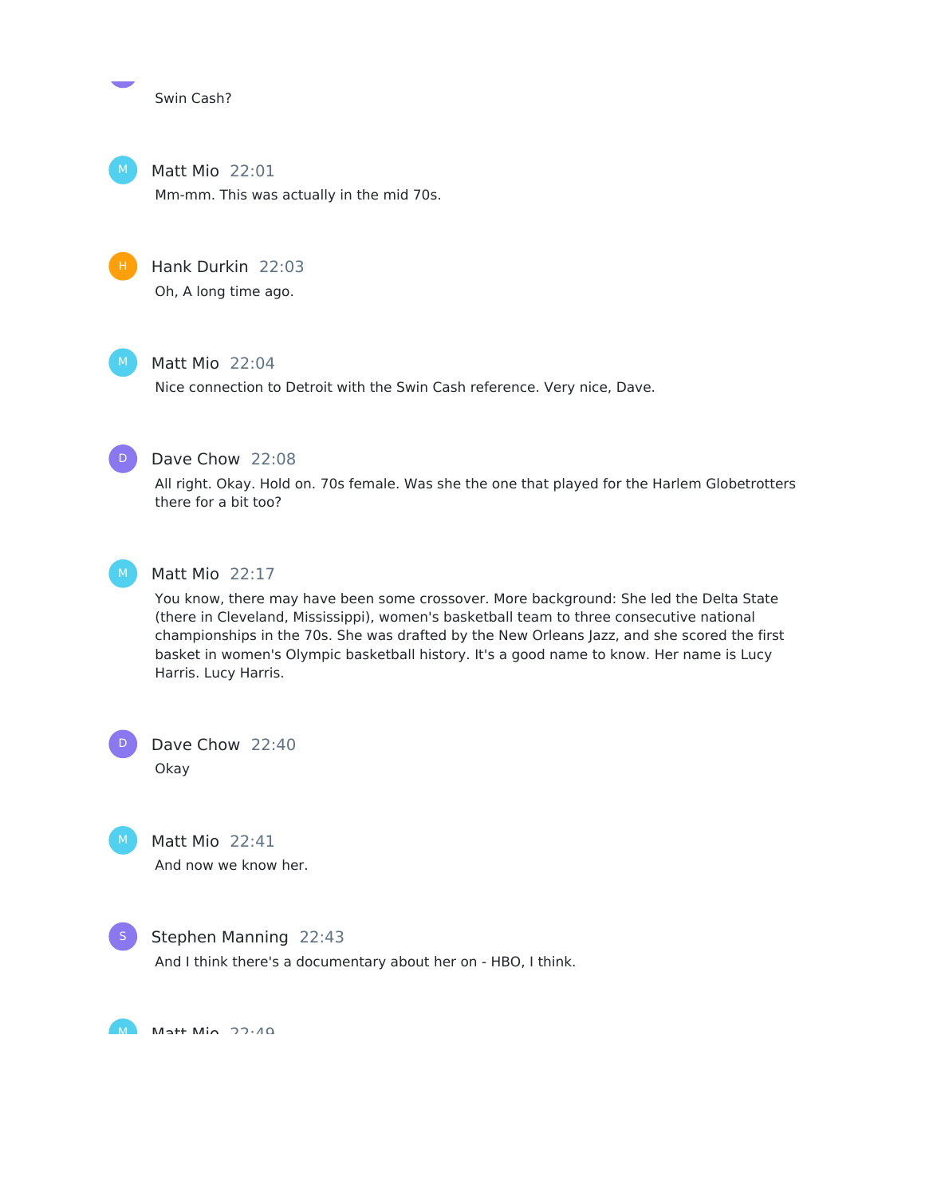Swin Cash?

Matt Mio 22:01

Mm-mm. This was actually in the mid 70s.

Hank Durkin 22:03

Oh, A long time ago.

Matt Mio 22:04

Nice connection to Detroit with the Swin Cash reference. Very nice, Dave.

Dave Chow 22:08

All right. Okay. Hold on. 70s female. Was she the one that played for the Harlem Globetrotters there for a bit too?

Matt Mio 22:17

You know, there may have been some crossover. More background: She led the Delta State (there in Cleveland, Mississippi), women's basketball team to three consecutive national championships in the 70s. She was drafted by the New Orleans Jazz, and she scored the first basket in women's Olympic basketball history. It's a good name to know. Her name is Lucy Harris. Lucy Harris.

Dave Chow 22:40

Okay

Matt Mio 22:41

And now we know her.

Stephen Manning 22:43

And I think there's a documentary about her on - HBO, I think.

Matt Mio 22:49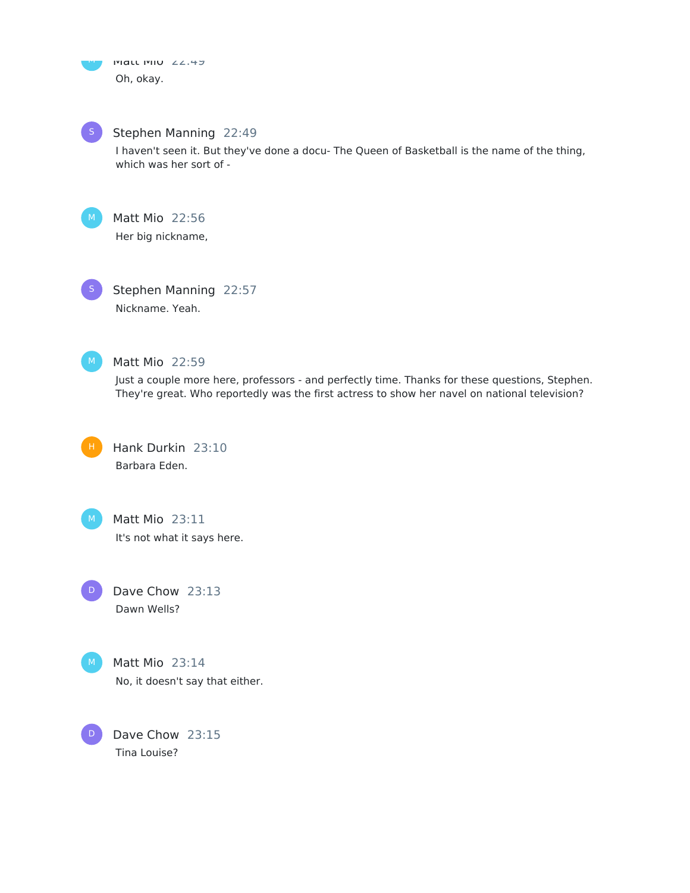Matt Mio 22:49

Oh, okay.

Stephen Manning 22:49

I haven't seen it. But they've done a docu- The Queen of Basketball is the name of the thing, which was her sort of -

Matt Mio 22:56

Her big nickname,

Stephen Manning 22:57

Nickname. Yeah.

Matt Mio 22:59

Just a couple more here, professors - and perfectly time. Thanks for these questions, Stephen. They're great. Who reportedly was the first actress to show her navel on national television?

Hank Durkin 23:10

Barbara Eden.

Matt Mio 23:11

It's not what it says here.

Dave Chow 23:13

Dawn Wells?

Matt Mio 23:14

No, it doesn't say that either.

Dave Chow 23:15

Tina Louise?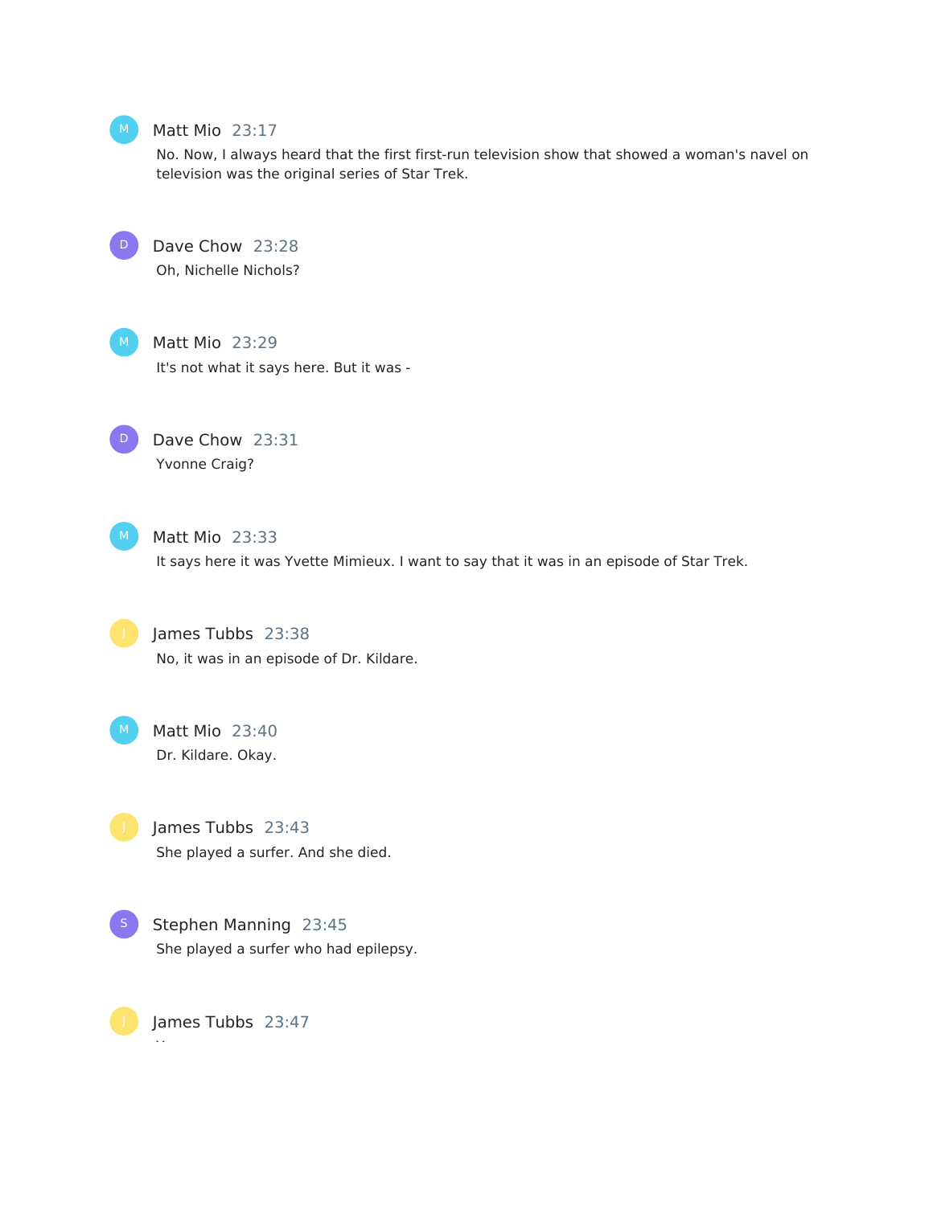**Matt Mio** 23:17

No. Now, I always heard that the first first-run television show that showed a woman's navel on television was the original series of Star Trek.

**Dave Chow** 23:28

Oh, Nichelle Nichols?

**Matt Mio** 23:29

It's not what it says here. But it was -

**Dave Chow** 23:31

Yvonne Craig?

**Matt Mio** 23:33

It says here it was Yvette Mimieux. I want to say that it was in an episode of Star Trek.

**James Tubbs** 23:38

No, it was in an episode of Dr. Kildare.

**Matt Mio** 23:40

Dr. Kildare. Okay.

**James Tubbs** 23:43

She played a surfer. And she died.

**Stephen Manning** 23:45

She played a surfer who had epilepsy.

**James Tubbs** 23:47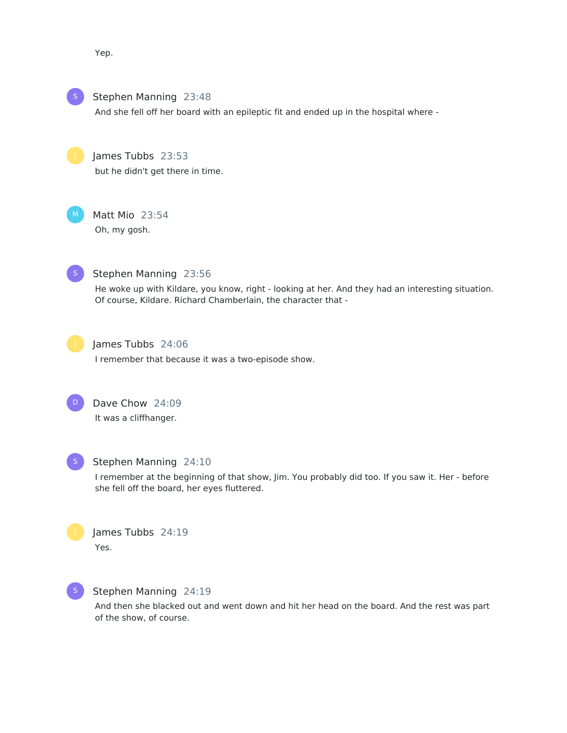Yep.

**Stephen Manning** 23:48

And she fell off her board with an epileptic fit and ended up in the hospital where -

**James Tubbs** 23:53

but he didn't get there in time.

**Matt Mio** 23:54

Oh, my gosh.

**Stephen Manning** 23:56

He woke up with Kildare, you know, right - looking at her. And they had an interesting situation. Of course, Kildare. Richard Chamberlain, the character that -

**James Tubbs** 24:06

I remember that because it was a two-episode show.

**Dave Chow** 24:09

It was a cliffhanger.

**Stephen Manning** 24:10

I remember at the beginning of that show, Jim. You probably did too. If you saw it. Her - before she fell off the board, her eyes fluttered.

**James Tubbs** 24:19

Yes.

**Stephen Manning** 24:19

And then she blacked out and went down and hit her head on the board. And the rest was part of the show, of course.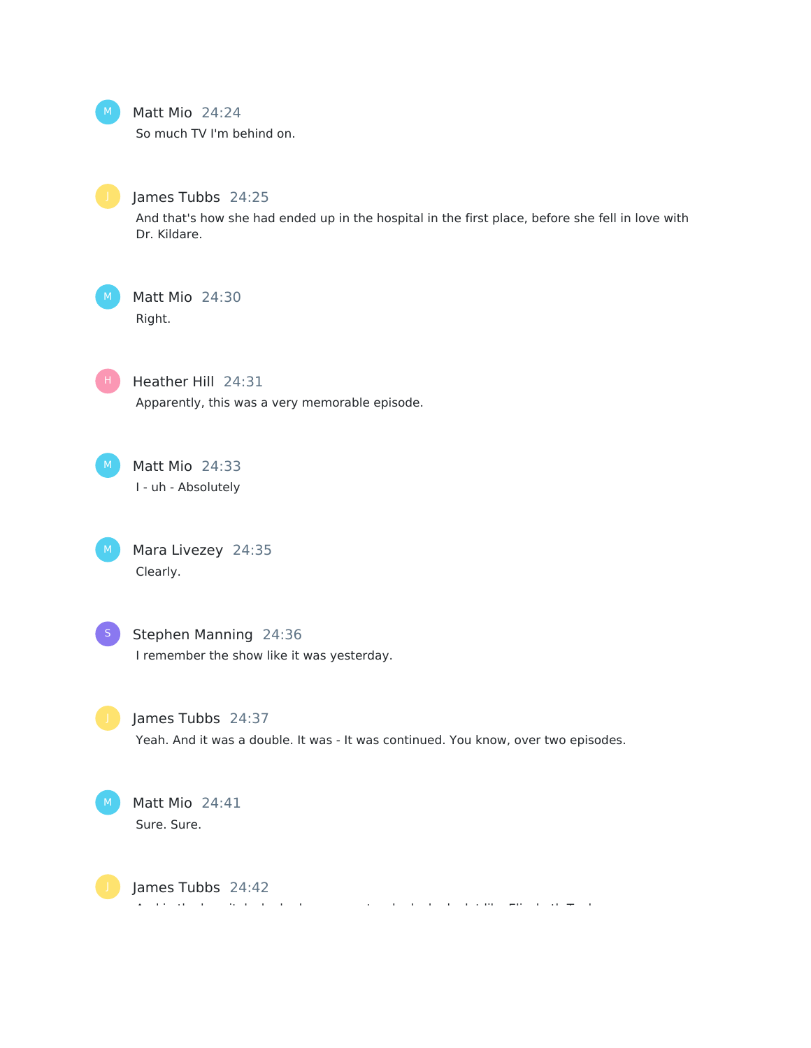**Matt Mio** 24:24

So much TV I'm behind on.

**James Tubbs** 24:25

And that's how she had ended up in the hospital in the first place, before she fell in love with Dr. Kildare.

**Matt Mio** 24:30

Right.

**Heather Hill** 24:31

Apparently, this was a very memorable episode.

**Matt Mio** 24:33

I - uh - Absolutely

**Mara Livezey** 24:35

Clearly.

**Stephen Manning** 24:36

I remember the show like it was yesterday.

**James Tubbs** 24:37

Yeah. And it was a double. It was - It was continued. You know, over two episodes.

**Matt Mio** 24:41

Sure. Sure.

**James Tubbs** 24:42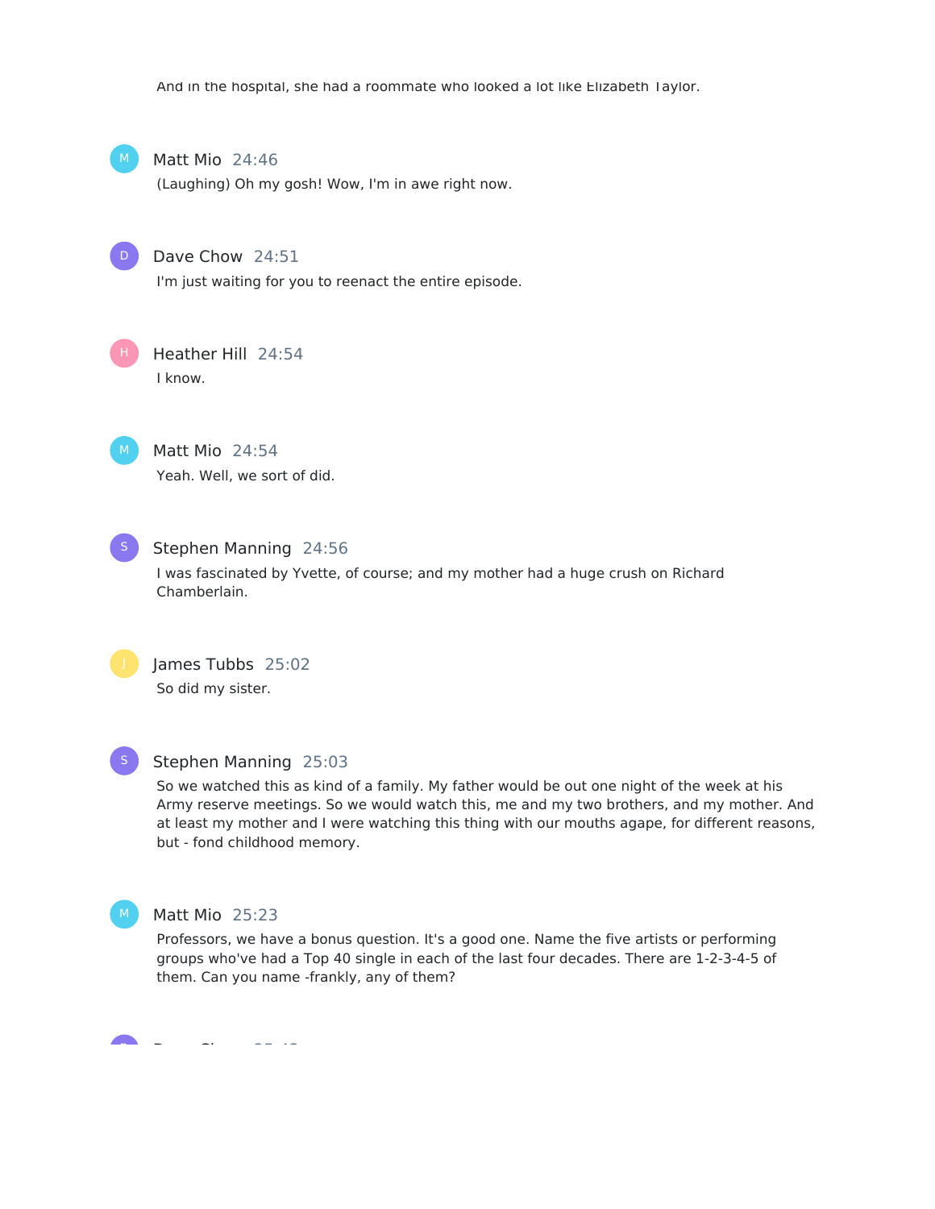And in the hospital, she had a roommate who looked a lot like Elizabeth Taylor.

**Matt Mio** 24:46

(Laughing) Oh my gosh! Wow, I'm in awe right now.

**Dave Chow** 24:51

I'm just waiting for you to reenact the entire episode.

**Heather Hill** 24:54

I know.

**Matt Mio** 24:54

Yeah. Well, we sort of did.

**Stephen Manning** 24:56

I was fascinated by Yvette, of course; and my mother had a huge crush on Richard Chamberlain.

**James Tubbs** 25:02

So did my sister.

**Stephen Manning** 25:03

So we watched this as kind of a family. My father would be out one night of the week at his Army reserve meetings. So we would watch this, me and my two brothers, and my mother. And at least my mother and I were watching this thing with our mouths agape, for different reasons, but - fond childhood memory.

**Matt Mio** 25:23

Professors, we have a bonus question. It's a good one. Name the five artists or performing groups who've had a Top 40 single in each of the last four decades. There are 1-2-3-4-5 of them. Can you name -frankly, any of them?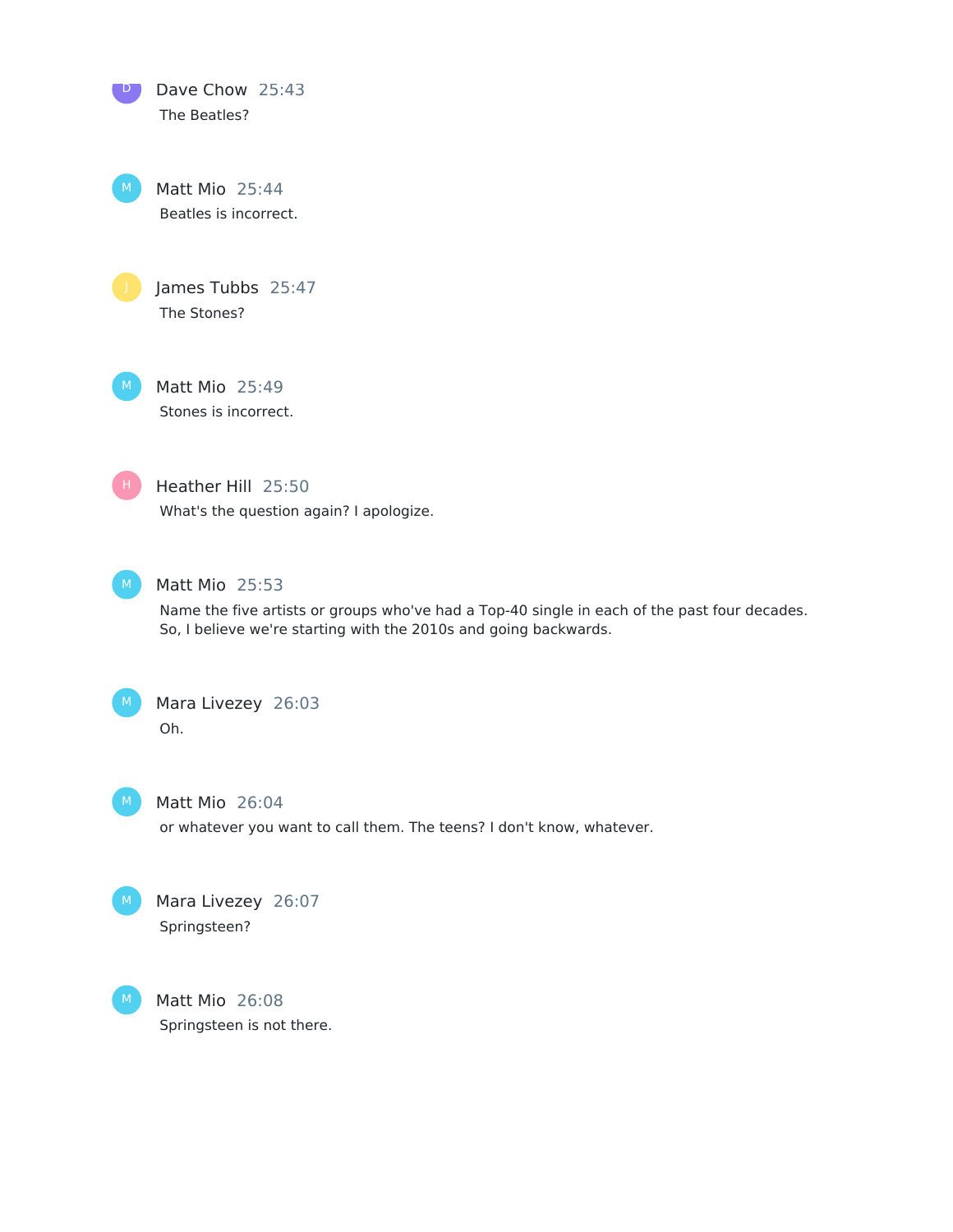**Dave Chow** 25:43

The Beatles?

**Matt Mio** 25:44

Beatles is incorrect.

**James Tubbs** 25:47

The Stones?

**Matt Mio** 25:49

Stones is incorrect.

**Heather Hill** 25:50

What's the question again? I apologize.

**Matt Mio** 25:53

Name the five artists or groups who've had a Top-40 single in each of the past four decades. So, I believe we're starting with the 2010s and going backwards.

**Mara Livezey** 26:03

Oh.

**Matt Mio** 26:04

or whatever you want to call them. The teens? I don't know, whatever.

**Mara Livezey** 26:07

Springsteen?

**Matt Mio** 26:08

Springsteen is not there.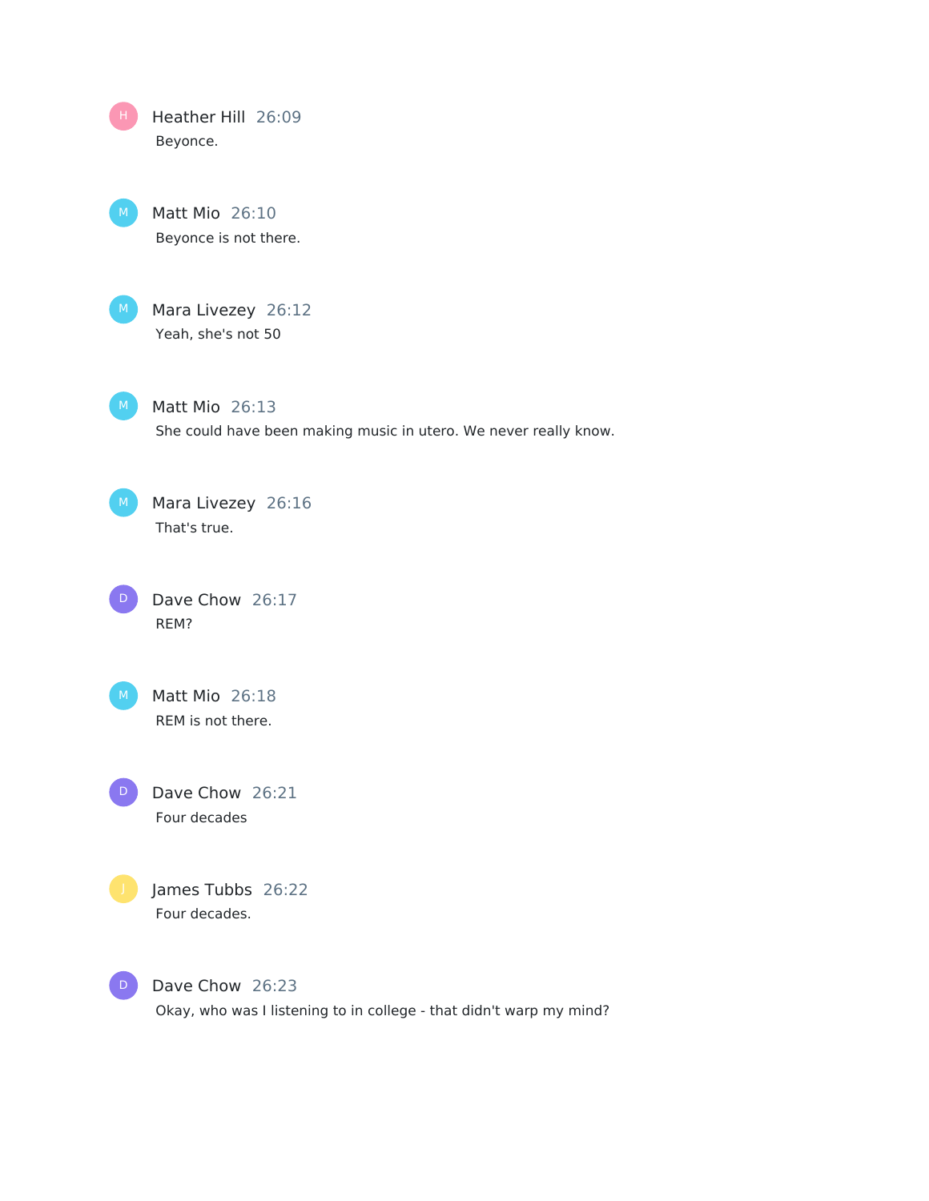**Heather Hill** 26:09
Beyonce.

**Matt Mio** 26:10
Beyonce is not there.

**Mara Livezey** 26:12
Yeah, she's not 50

**Matt Mio** 26:13
She could have been making music in utero. We never really know.

**Mara Livezey** 26:16
That's true.

**Dave Chow** 26:17
REM?

**Matt Mio** 26:18
REM is not there.

**Dave Chow** 26:21
Four decades

**James Tubbs** 26:22
Four decades.

**Dave Chow** 26:23
Okay, who was I listening to in college - that didn't warp my mind?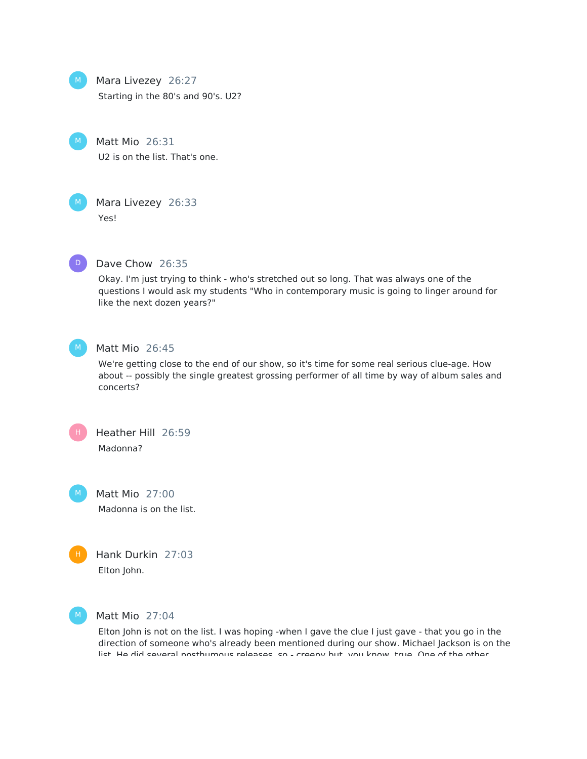Mara Livezey 26:27

Starting in the 80's and 90's. U2?

Matt Mio 26:31

U2 is on the list. That's one.

Mara Livezey 26:33

Yes!

Dave Chow 26:35

Okay. I'm just trying to think - who's stretched out so long. That was always one of the questions I would ask my students "Who in contemporary music is going to linger around for like the next dozen years?"

Matt Mio 26:45

We're getting close to the end of our show, so it's time for some real serious clue-age. How about -- possibly the single greatest grossing performer of all time by way of album sales and concerts?

Heather Hill 26:59

Madonna?

Matt Mio 27:00

Madonna is on the list.

Hank Durkin 27:03

Elton John.

Matt Mio 27:04

Elton John is not on the list. I was hoping -when I gave the clue I just gave - that you go in the direction of someone who's already been mentioned during our show. Michael Jackson is on the list. He did several posthumous releases, so - creepy but, you know, true. One of the other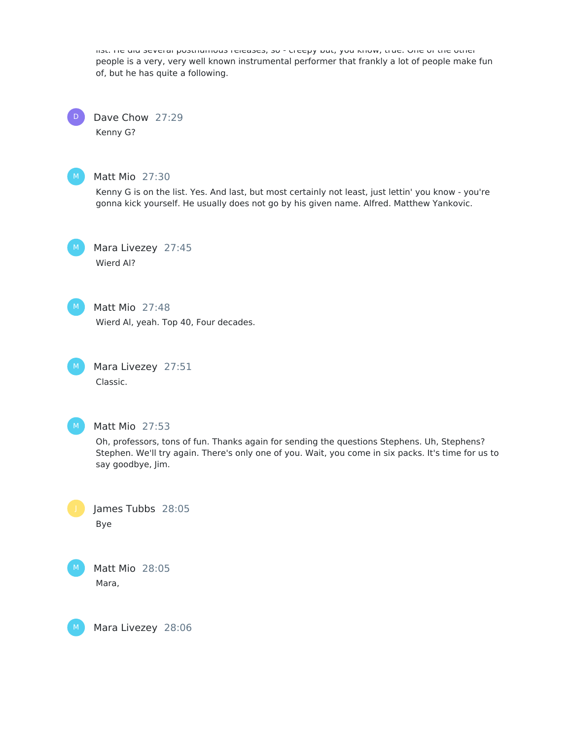list. He did several posthumous releases, so - creepy but, you know, true. One of the other people is a very, very well known instrumental performer that frankly a lot of people make fun of, but he has quite a following.

**Dave Chow** 27:29

Kenny G?

**Matt Mio** 27:30

Kenny G is on the list. Yes. And last, but most certainly not least, just lettin' you know - you're gonna kick yourself. He usually does not go by his given name. Alfred. Matthew Yankovic.

**Mara Livezey** 27:45

Wierd Al?

**Matt Mio** 27:48

Wierd Al, yeah. Top 40, Four decades.

**Mara Livezey** 27:51

Classic.

**Matt Mio** 27:53

Oh, professors, tons of fun. Thanks again for sending the questions Stephens. Uh, Stephens? Stephen. We'll try again. There's only one of you. Wait, you come in six packs. It's time for us to say goodbye, Jim.

**James Tubbs** 28:05

Bye

**Matt Mio** 28:05

Mara,

**Mara Livezey** 28:06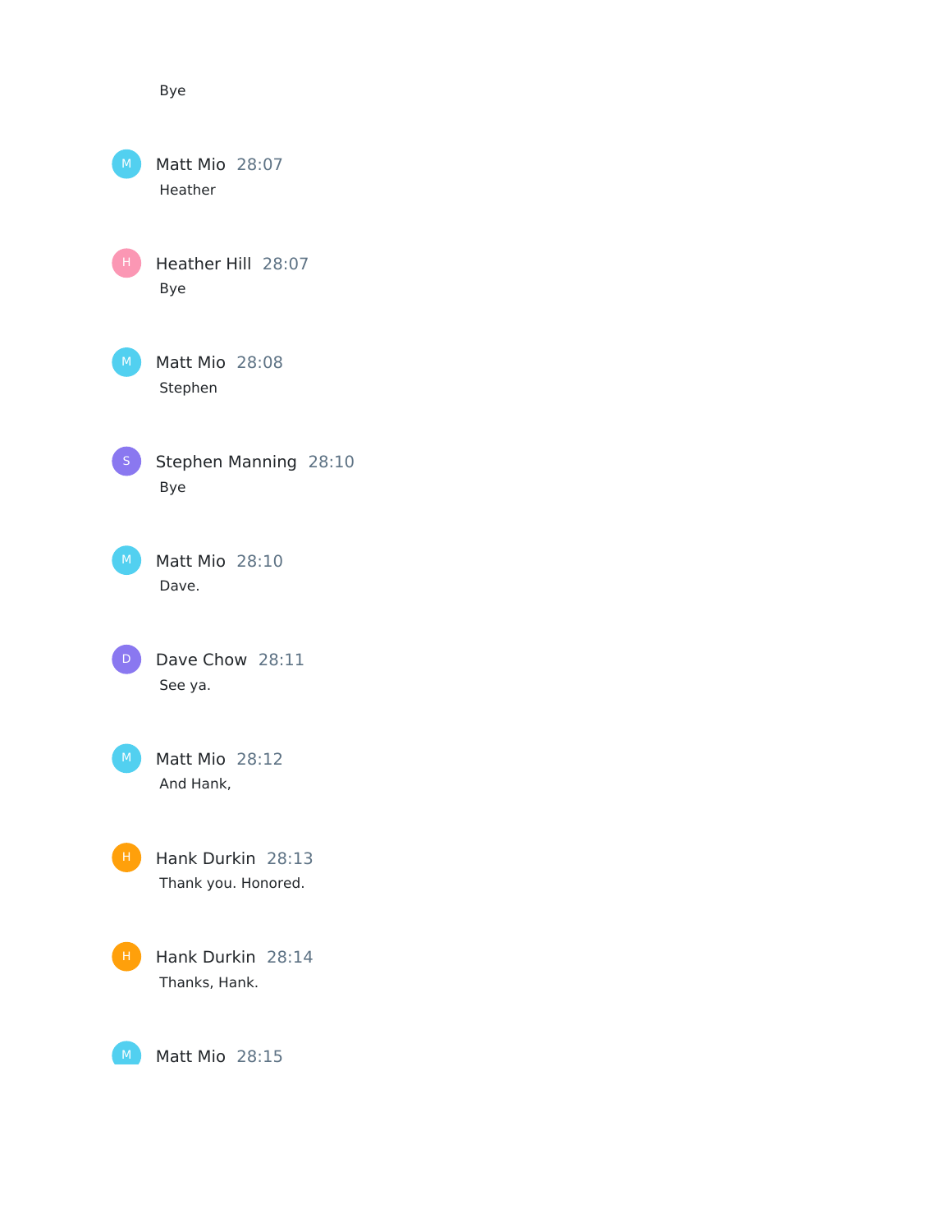Bye

Matt Mio 28:07

Heather

Heather Hill 28:07

Bye

Matt Mio 28:08

Stephen

Stephen Manning 28:10

Bye

Matt Mio 28:10

Dave.

Dave Chow 28:11

See ya.

Matt Mio 28:12

And Hank,

Hank Durkin 28:13

Thank you. Honored.

Hank Durkin 28:14

Thanks, Hank.

Matt Mio 28:15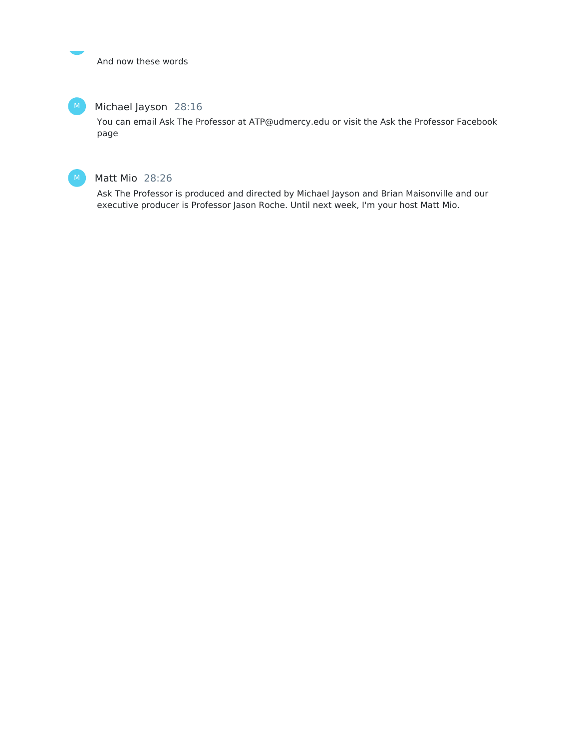And now these words

M

Michael Jayson 28:16

You can email Ask The Professor at ATP@udmercy.edu or visit the Ask the Professor Facebook page

M

Matt Mio 28:26

Ask The Professor is produced and directed by Michael Jayson and Brian Maisonville and our executive producer is Professor Jason Roche. Until next week, I'm your host Matt Mio.